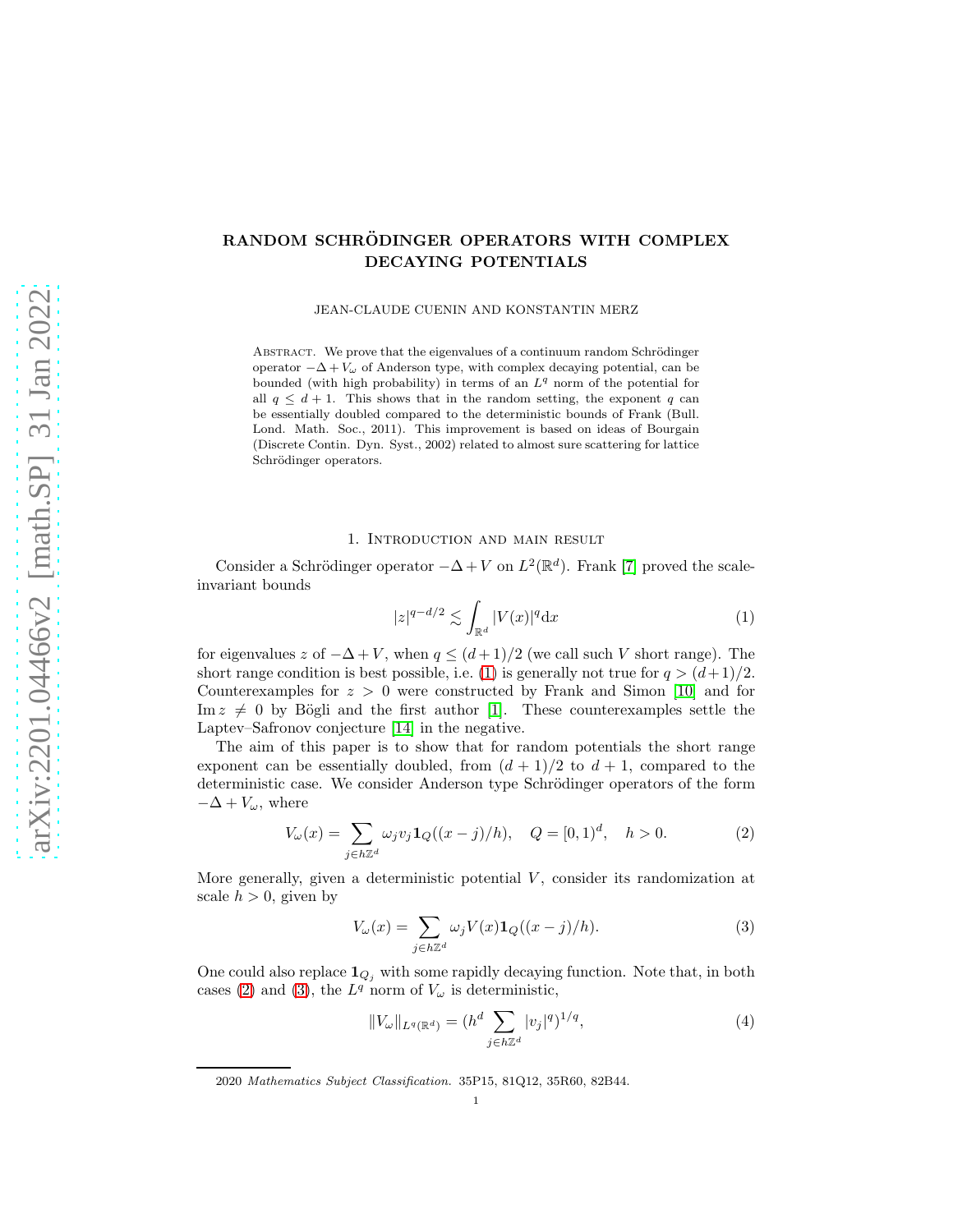# RANDOM SCHRÖDINGER OPERATORS WITH COMPLEX DECAYING POTENTIALS

JEAN-CLAUDE CUENIN AND KONSTANTIN MERZ

Abstract. We prove that the eigenvalues of a continuum random Schrödinger operator $-\Delta + V_\omega$ of Anderson type, with complex decaying potential, can be bounded (with high probability) in terms of an $L^q$ norm of the potential for all $q \leq d+1$. This shows that in the random setting, the exponent $q$ can be essentially doubled compared to the deterministic bounds of Frank (Bull. Lond. Math. Soc., 2011). This improvement is based on ideas of Bourgain (Discrete Contin. Dyn. Syst., 2002) related to almost sure scattering for lattice Schrödinger operators.

## 1. Introduction and main result

Consider a Schrödinger operator $-\Delta + V$ on $L^2(\mathbb{R}^d)$. Frank [7] proved the scale-invariant bounds

$$|z|^{q-d/2} \lesssim \int_{\mathbb{R}^d} |V(x)|^q \mathrm{d}x \tag{1}$$

for eigenvalues $z$ of $-\Delta + V$, when $q \leq (d+1)/2$ (we call such $V$ short range). The short range condition is best possible, i.e. (1) is generally not true for $q > (d+1)/2$. Counterexamples for $z > 0$ were constructed by Frank and Simon [10] and for $\operatorname{Im} z \neq 0$ by Bögli and the first author [1]. These counterexamples settle the Laptev–Safronov conjecture [14] in the negative.

The aim of this paper is to show that for random potentials the short range exponent can be essentially doubled, from $(d+1)/2$ to $d+1$, compared to the deterministic case. We consider Anderson type Schrödinger operators of the form $-\Delta + V_\omega$, where

$$V_\omega(x) = \sum_{j \in h\mathbb{Z}^d} \omega_j v_j \mathbf{1}_Q((x-j)/h), \quad Q = [0,1)^d, \quad h > 0. \tag{2}$$

More generally, given a deterministic potential $V$, consider its randomization at scale $h > 0$, given by

$$V_\omega(x) = \sum_{j \in h\mathbb{Z}^d} \omega_j V(x) \mathbf{1}_Q((x-j)/h). \tag{3}$$

One could also replace $\mathbf{1}_{Q_j}$ with some rapidly decaying function. Note that, in both cases (2) and (3), the $L^q$ norm of $V_\omega$ is deterministic,

$$\|V_\omega\|_{L^q(\mathbb{R}^d)} = (h^d \sum_{j \in h\mathbb{Z}^d} |v_j|^q)^{1/q}, \tag{4}$$

2020 *Mathematics Subject Classification.* 35P15, 81Q12, 35R60, 82B44.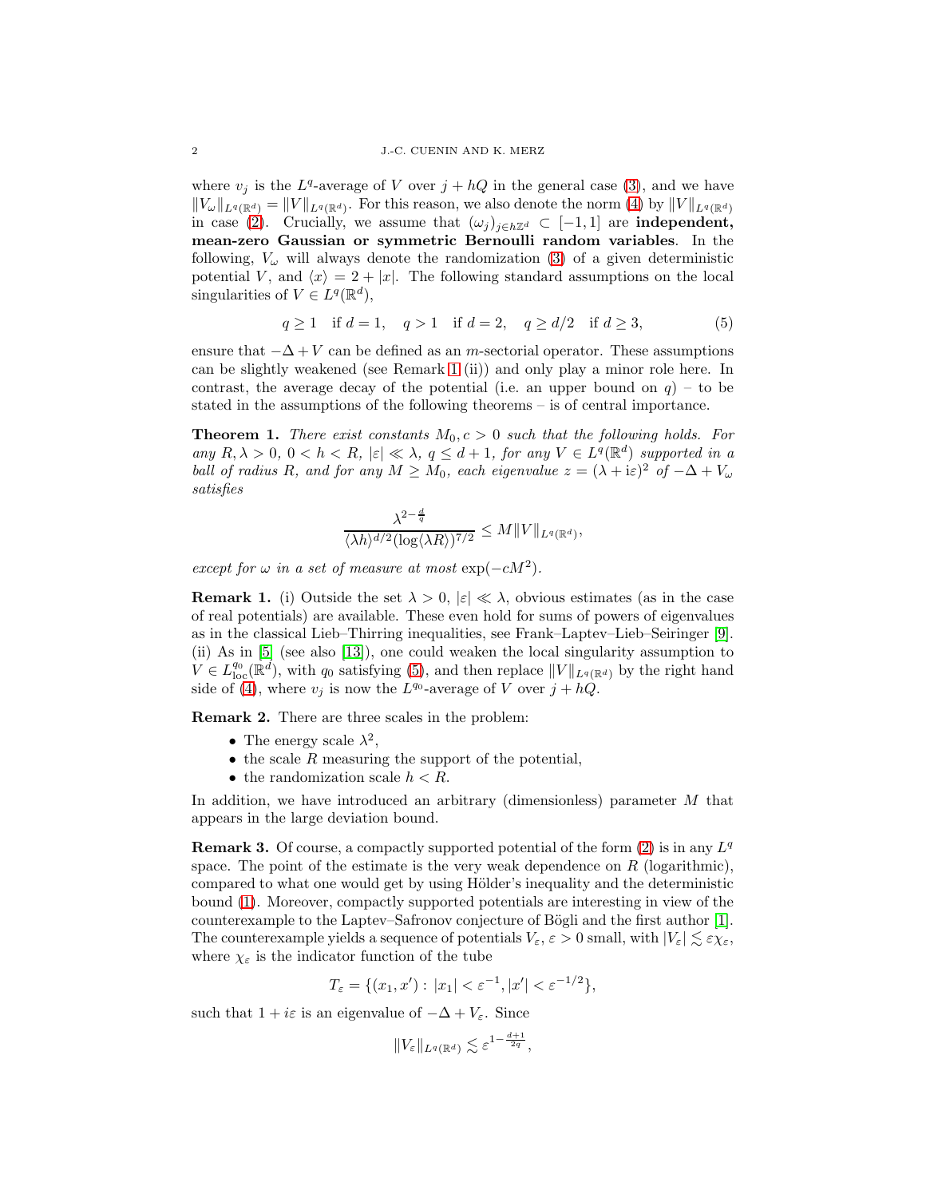where $v_j$ is the $L^q$-average of $V$ over $j + hQ$ in the general case (3), and we have $\|V_\omega\|_{L^q(\mathbb{R}^d)} = \|V\|_{L^q(\mathbb{R}^d)}$. For this reason, we also denote the norm (4) by $\|V\|_{L^q(\mathbb{R}^d)}$ in case (2). Crucially, we assume that $(\omega_j)_{j\in h\mathbb{Z}^d} \subset [-1,1]$ are **independent, mean-zero Gaussian or symmetric Bernoulli random variables**. In the following, $V_\omega$ will always denote the randomization (3) of a given deterministic potential $V$, and $\langle x\rangle = 2 + |x|$. The following standard assumptions on the local singularities of $V \in L^q(\mathbb{R}^d)$,

$$q \geq 1 \quad \text{if } d = 1, \quad q > 1 \quad \text{if } d = 2, \quad q \geq d/2 \quad \text{if } d \geq 3, \tag{5}$$

ensure that $-\Delta + V$ can be defined as an $m$-sectorial operator. These assumptions can be slightly weakened (see Remark 1 (ii)) and only play a minor role here. In contrast, the average decay of the potential (i.e. an upper bound on $q$) – to be stated in the assumptions of the following theorems – is of central importance.

**Theorem 1.** *There exist constants $M_0, c > 0$ such that the following holds. For any $R, \lambda > 0$, $0 < h < R$, $|\varepsilon| \ll \lambda$, $q \leq d+1$, for any $V \in L^q(\mathbb{R}^d)$ supported in a ball of radius $R$, and for any $M \geq M_0$, each eigenvalue $z = (\lambda + \mathrm{i}\varepsilon)^2$ of $-\Delta + V_\omega$ satisfies*

$$\frac{\lambda^{2-\frac{d}{q}}}{\langle \lambda h\rangle^{d/2}(\log\langle \lambda R\rangle)^{7/2}} \leq M\|V\|_{L^q(\mathbb{R}^d)},$$

*except for $\omega$ in a set of measure at most $\exp(-cM^2)$.*

**Remark 1.** (i) Outside the set $\lambda > 0$, $|\varepsilon| \ll \lambda$, obvious estimates (as in the case of real potentials) are available. These even hold for sums of powers of eigenvalues as in the classical Lieb–Thirring inequalities, see Frank–Laptev–Lieb–Seiringer [9].
(ii) As in [5] (see also [13]), one could weaken the local singularity assumption to $V \in L^{q_0}_{\mathrm{loc}}(\mathbb{R}^d)$, with $q_0$ satisfying (5), and then replace $\|V\|_{L^q(\mathbb{R}^d)}$ by the right hand side of (4), where $v_j$ is now the $L^{q_0}$-average of $V$ over $j + hQ$.

**Remark 2.** There are three scales in the problem:

- The energy scale $\lambda^2$,
- the scale $R$ measuring the support of the potential,
- the randomization scale $h < R$.

In addition, we have introduced an arbitrary (dimensionless) parameter $M$ that appears in the large deviation bound.

**Remark 3.** Of course, a compactly supported potential of the form (2) is in any $L^q$ space. The point of the estimate is the very weak dependence on $R$ (logarithmic), compared to what one would get by using Hölder's inequality and the deterministic bound (1). Moreover, compactly supported potentials are interesting in view of the counterexample to the Laptev–Safronov conjecture of Bögli and the first author [1]. The counterexample yields a sequence of potentials $V_\varepsilon$, $\varepsilon > 0$ small, with $|V_\varepsilon| \lesssim \varepsilon\chi_\varepsilon$, where $\chi_\varepsilon$ is the indicator function of the tube

$$T_\varepsilon = \{(x_1, x') : |x_1| < \varepsilon^{-1}, |x'| < \varepsilon^{-1/2}\},$$

such that $1 + i\varepsilon$ is an eigenvalue of $-\Delta + V_\varepsilon$. Since

$$\|V_\varepsilon\|_{L^q(\mathbb{R}^d)} \lesssim \varepsilon^{1-\frac{d+1}{2q}},$$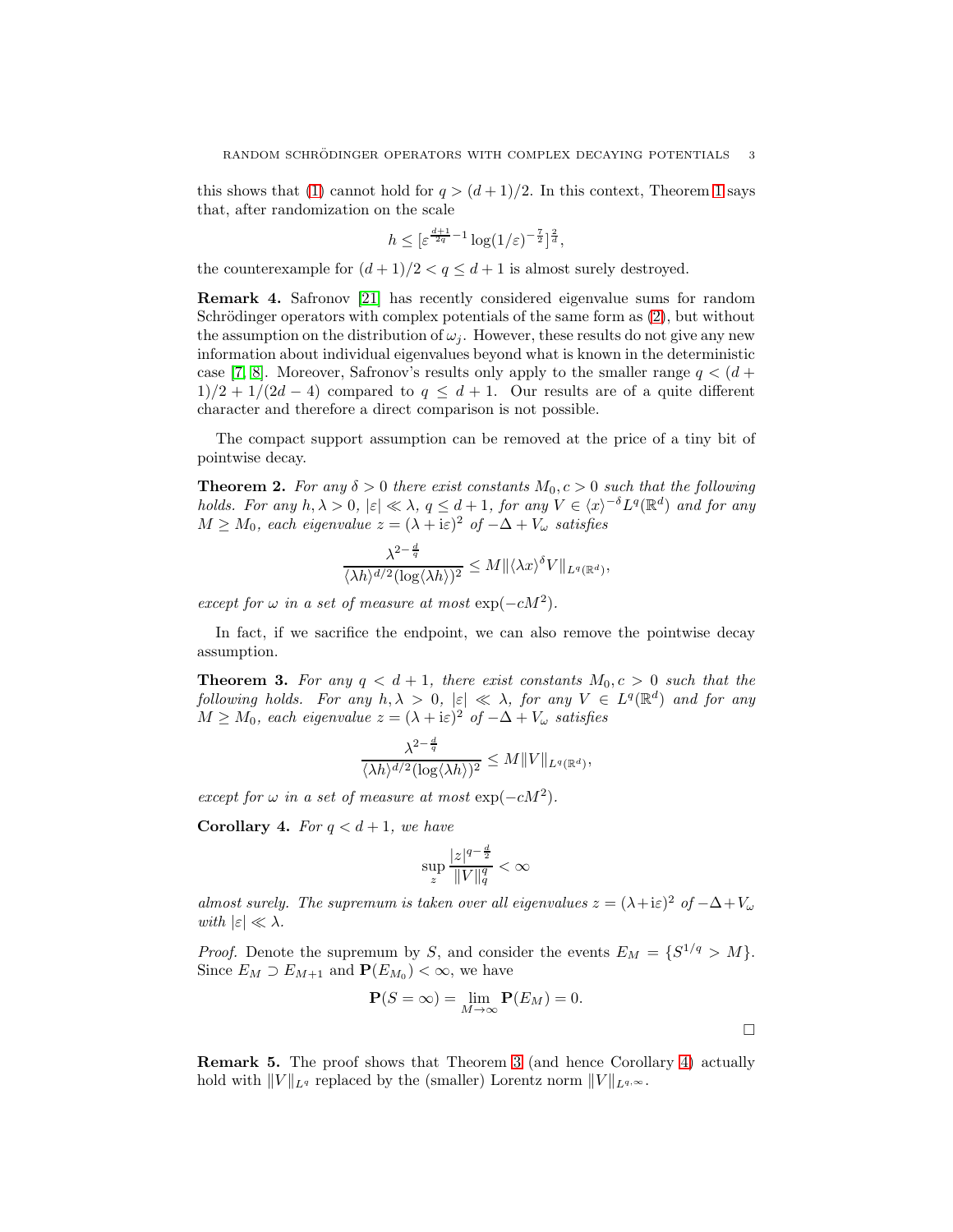this shows that (1) cannot hold for $q > (d+1)/2$. In this context, Theorem 1 says that, after randomization on the scale

$$h \leq [\varepsilon^{\frac{d+1}{2q}-1} \log(1/\varepsilon)^{-\frac{7}{2}}]^{\frac{2}{d}},$$

the counterexample for $(d+1)/2 < q \leq d+1$ is almost surely destroyed.

**Remark 4.** Safronov [21] has recently considered eigenvalue sums for random Schrödinger operators with complex potentials of the same form as (2), but without the assumption on the distribution of $\omega_j$. However, these results do not give any new information about individual eigenvalues beyond what is known in the deterministic case [7, 8]. Moreover, Safronov's results only apply to the smaller range $q < (d+1)/2 + 1/(2d-4)$ compared to $q \leq d+1$. Our results are of a quite different character and therefore a direct comparison is not possible.

The compact support assumption can be removed at the price of a tiny bit of pointwise decay.

**Theorem 2.** *For any $\delta > 0$ there exist constants $M_0, c > 0$ such that the following holds. For any $h, \lambda > 0$, $|\varepsilon| \ll \lambda$, $q \leq d+1$, for any $V \in \langle x \rangle^{-\delta} L^q(\mathbb{R}^d)$ and for any $M \geq M_0$, each eigenvalue $z = (\lambda + \mathrm{i}\varepsilon)^2$ of $-\Delta + V_\omega$ satisfies*

$$\frac{\lambda^{2-\frac{d}{q}}}{\langle \lambda h \rangle^{d/2} (\log \langle \lambda h \rangle)^2} \leq M \|\langle \lambda x \rangle^{\delta} V\|_{L^q(\mathbb{R}^d)},$$

*except for $\omega$ in a set of measure at most $\exp(-cM^2)$.*

In fact, if we sacrifice the endpoint, we can also remove the pointwise decay assumption.

**Theorem 3.** *For any $q < d+1$, there exist constants $M_0, c > 0$ such that the following holds. For any $h, \lambda > 0$, $|\varepsilon| \ll \lambda$, for any $V \in L^q(\mathbb{R}^d)$ and for any $M \geq M_0$, each eigenvalue $z = (\lambda + \mathrm{i}\varepsilon)^2$ of $-\Delta + V_\omega$ satisfies*

$$\frac{\lambda^{2-\frac{d}{q}}}{\langle \lambda h \rangle^{d/2} (\log \langle \lambda h \rangle)^2} \leq M \|V\|_{L^q(\mathbb{R}^d)},$$

*except for $\omega$ in a set of measure at most $\exp(-cM^2)$.*

**Corollary 4.** *For $q < d+1$, we have*

$$\sup_z \frac{|z|^{q-\frac{d}{2}}}{\|V\|_q^q} < \infty$$

*almost surely. The supremum is taken over all eigenvalues $z = (\lambda + \mathrm{i}\varepsilon)^2$ of $-\Delta + V_\omega$ with $|\varepsilon| \ll \lambda$.*

*Proof.* Denote the supremum by $S$, and consider the events $E_M = \{S^{1/q} > M\}$. Since $E_M \supset E_{M+1}$ and $\mathbf{P}(E_{M_0}) < \infty$, we have

$$\mathbf{P}(S = \infty) = \lim_{M \to \infty} \mathbf{P}(E_M) = 0.$$

□

**Remark 5.** The proof shows that Theorem 3 (and hence Corollary 4) actually hold with $\|V\|_{L^q}$ replaced by the (smaller) Lorentz norm $\|V\|_{L^{q,\infty}}$.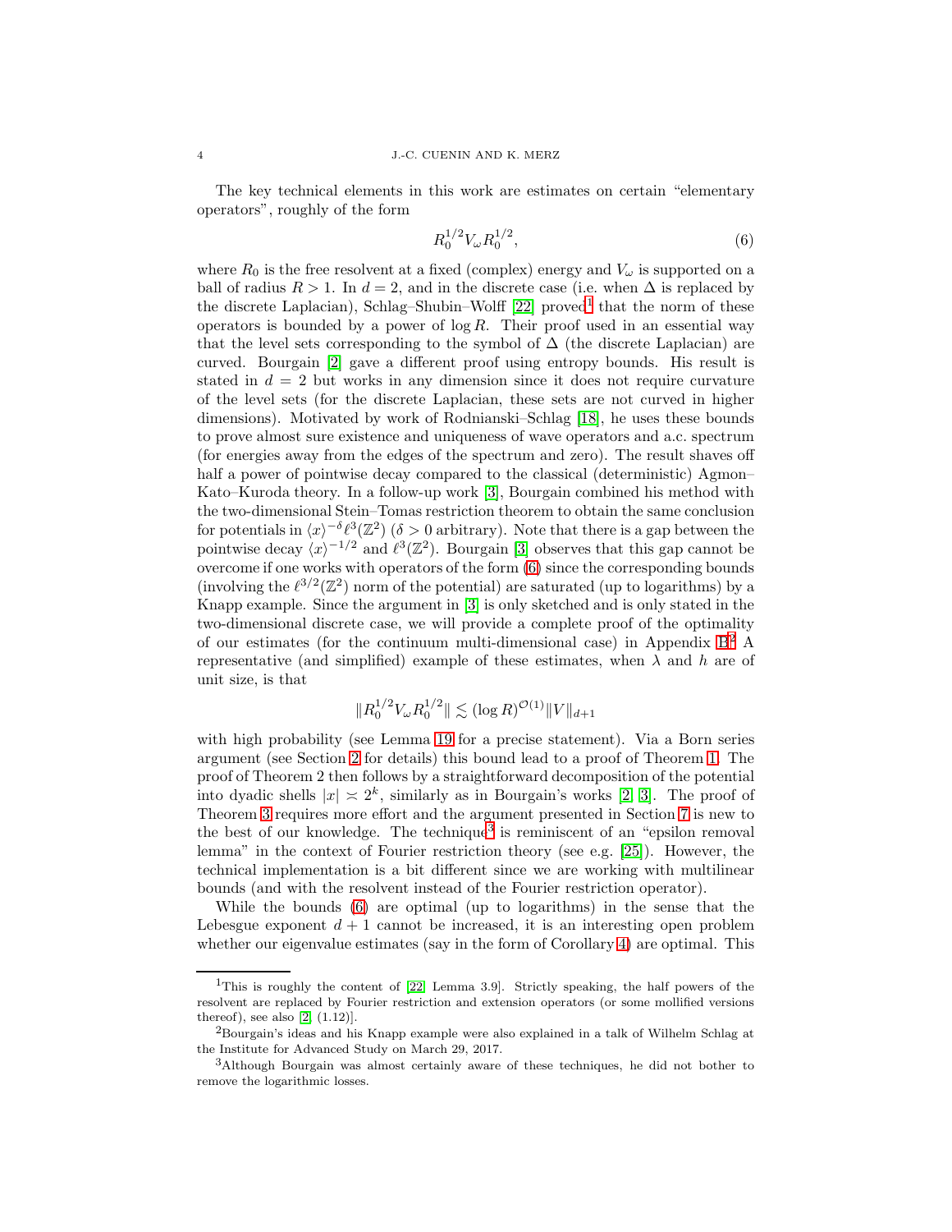The key technical elements in this work are estimates on certain "elementary operators", roughly of the form

$$R_0^{1/2} V_\omega R_0^{1/2}, \tag{6}$$

where $R_0$ is the free resolvent at a fixed (complex) energy and $V_\omega$ is supported on a ball of radius $R > 1$. In $d = 2$, and in the discrete case (i.e. when $\Delta$ is replaced by the discrete Laplacian), Schlag–Shubin–Wolff [22] proved[1] that the norm of these operators is bounded by a power of $\log R$. Their proof used in an essential way that the level sets corresponding to the symbol of $\Delta$ (the discrete Laplacian) are curved. Bourgain [2] gave a different proof using entropy bounds. His result is stated in $d = 2$ but works in any dimension since it does not require curvature of the level sets (for the discrete Laplacian, these sets are not curved in higher dimensions). Motivated by work of Rodnianski–Schlag [18], he uses these bounds to prove almost sure existence and uniqueness of wave operators and a.c. spectrum (for energies away from the edges of the spectrum and zero). The result shaves off half a power of pointwise decay compared to the classical (deterministic) Agmon–Kato–Kuroda theory. In a follow-up work [3], Bourgain combined his method with the two-dimensional Stein–Tomas restriction theorem to obtain the same conclusion for potentials in $\langle x\rangle^{-\delta}\ell^3(\mathbb{Z}^2)$ ($\delta > 0$ arbitrary). Note that there is a gap between the pointwise decay $\langle x\rangle^{-1/2}$ and $\ell^3(\mathbb{Z}^2)$. Bourgain [3] observes that this gap cannot be overcome if one works with operators of the form (6) since the corresponding bounds (involving the $\ell^{3/2}(\mathbb{Z}^2)$ norm of the potential) are saturated (up to logarithms) by a Knapp example. Since the argument in [3] is only sketched and is only stated in the two-dimensional discrete case, we will provide a complete proof of the optimality of our estimates (for the continuum multi-dimensional case) in Appendix B.[2] A representative (and simplified) example of these estimates, when $\lambda$ and $h$ are of unit size, is that

$$\|R_0^{1/2} V_\omega R_0^{1/2}\| \lesssim (\log R)^{\mathcal{O}(1)} \|V\|_{d+1}$$

with high probability (see Lemma 19 for a precise statement). Via a Born series argument (see Section 2 for details) this bound lead to a proof of Theorem 1. The proof of Theorem 2 then follows by a straightforward decomposition of the potential into dyadic shells $|x| \asymp 2^k$, similarly as in Bourgain's works [2, 3]. The proof of Theorem 3 requires more effort and the argument presented in Section 7 is new to the best of our knowledge. The technique[3] is reminiscent of an "epsilon removal lemma" in the context of Fourier restriction theory (see e.g. [25]). However, the technical implementation is a bit different since we are working with multilinear bounds (and with the resolvent instead of the Fourier restriction operator).

While the bounds (6) are optimal (up to logarithms) in the sense that the Lebesgue exponent $d + 1$ cannot be increased, it is an interesting open problem whether our eigenvalue estimates (say in the form of Corollary 4) are optimal. This

---

[1] This is roughly the content of [22, Lemma 3.9]. Strictly speaking, the half powers of the resolvent are replaced by Fourier restriction and extension operators (or some mollified versions thereof), see also [2, (1.12)].

[2] Bourgain's ideas and his Knapp example were also explained in a talk of Wilhelm Schlag at the Institute for Advanced Study on March 29, 2017.

[3] Although Bourgain was almost certainly aware of these techniques, he did not bother to remove the logarithmic losses.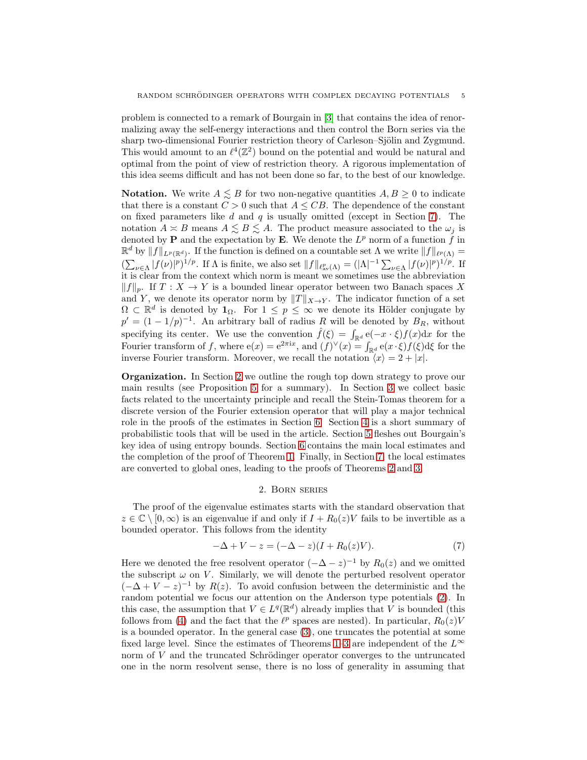problem is connected to a remark of Bourgain in [3] that contains the idea of renormalizing away the self-energy interactions and then control the Born series via the sharp two-dimensional Fourier restriction theory of Carleson–Sjölin and Zygmund. This would amount to an $\ell^4(\mathbb{Z}^2)$ bound on the potential and would be natural and optimal from the point of view of restriction theory. A rigorous implementation of this idea seems difficult and has not been done so far, to the best of our knowledge.

**Notation.** We write $A \lesssim B$ for two non-negative quantities $A, B \geq 0$ to indicate that there is a constant $C > 0$ such that $A \leq CB$. The dependence of the constant on fixed parameters like $d$ and $q$ is usually omitted (except in Section 7). The notation $A \asymp B$ means $A \lesssim B \lesssim A$. The product measure associated to the $\omega_j$ is denoted by $\mathbf{P}$ and the expectation by $\mathbf{E}$. We denote the $L^p$ norm of a function $f$ in $\mathbb{R}^d$ by $\|f\|_{L^p(\mathbb{R}^d)}$. If the function is defined on a countable set $\Lambda$ we write $\|f\|_{\ell^p(\Lambda)} = (\sum_{\nu \in \Lambda} |f(\nu)|^p)^{1/p}$. If $\Lambda$ is finite, we also set $\|f\|_{\ell^p_{\rm av}(\Lambda)} = (|\Lambda|^{-1} \sum_{\nu \in \Lambda} |f(\nu)|^p)^{1/p}$. If it is clear from the context which norm is meant we sometimes use the abbreviation $\|f\|_p$. If $T : X \to Y$ is a bounded linear operator between two Banach spaces $X$ and $Y$, we denote its operator norm by $\|T\|_{X \to Y}$. The indicator function of a set $\Omega \subset \mathbb{R}^d$ is denoted by $\mathbf{1}_\Omega$. For $1 \leq p \leq \infty$ we denote its Hölder conjugate by $p' = (1 - 1/p)^{-1}$. An arbitrary ball of radius $R$ will be denoted by $B_R$, without specifying its center. We use the convention $\hat{f}(\xi) = \int_{\mathbb{R}^d} \mathrm{e}(-x \cdot \xi) f(x) \mathrm{d}x$ for the Fourier transform of $f$, where $\mathrm{e}(x) = \mathrm{e}^{2\pi \mathrm{i} x}$, and $(f)^\vee(x) = \int_{\mathbb{R}^d} \mathrm{e}(x \cdot \xi) f(\xi) \mathrm{d}\xi$ for the inverse Fourier transform. Moreover, we recall the notation $\langle x \rangle = 2 + |x|$.

**Organization.** In Section 2 we outline the rough top down strategy to prove our main results (see Proposition 5 for a summary). In Section 3 we collect basic facts related to the uncertainty principle and recall the Stein-Tomas theorem for a discrete version of the Fourier extension operator that will play a major technical role in the proofs of the estimates in Section 6. Section 4 is a short summary of probabilistic tools that will be used in the article. Section 5 fleshes out Bourgain's key idea of using entropy bounds. Section 6 contains the main local estimates and the completion of the proof of Theorem 1. Finally, in Section 7, the local estimates are converted to global ones, leading to the proofs of Theorems 2 and 3.

## 2. Born series

The proof of the eigenvalue estimates starts with the standard observation that $z \in \mathbb{C} \setminus [0, \infty)$ is an eigenvalue if and only if $I + R_0(z)V$ fails to be invertible as a bounded operator. This follows from the identity

$$-\Delta + V - z = (-\Delta - z)(I + R_0(z)V). \tag{7}$$

Here we denoted the free resolvent operator $(-\Delta - z)^{-1}$ by $R_0(z)$ and we omitted the subscript $\omega$ on $V$. Similarly, we will denote the perturbed resolvent operator $(-\Delta + V - z)^{-1}$ by $R(z)$. To avoid confusion between the deterministic and the random potential we focus our attention on the Anderson type potentials (2). In this case, the assumption that $V \in L^q(\mathbb{R}^d)$ already implies that $V$ is bounded (this follows from (4) and the fact that the $\ell^p$ spaces are nested). In particular, $R_0(z)V$ is a bounded operator. In the general case (3), one truncates the potential at some fixed large level. Since the estimates of Theorems 1–3 are independent of the $L^\infty$ norm of $V$ and the truncated Schrödinger operator converges to the untruncated one in the norm resolvent sense, there is no loss of generality in assuming that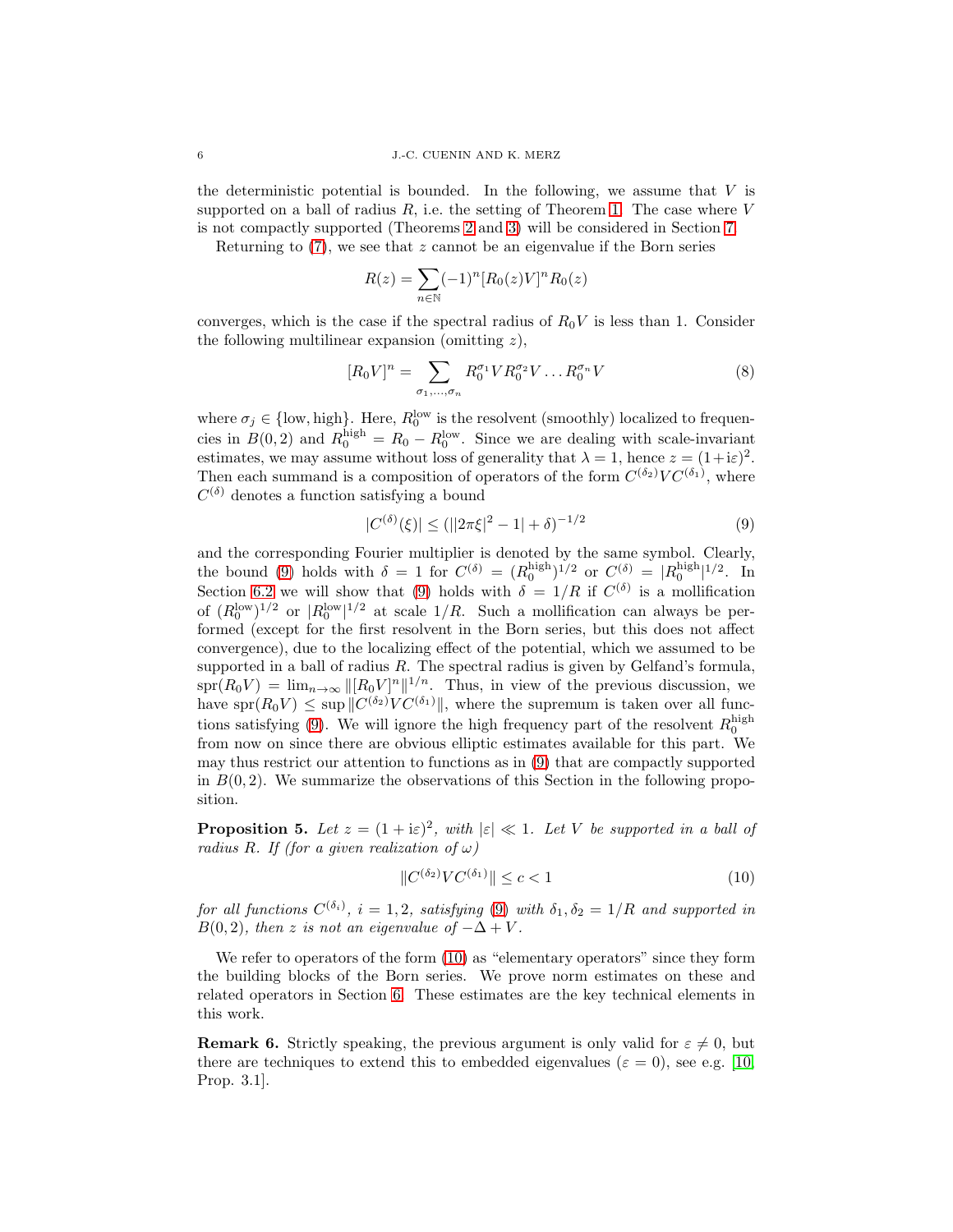the deterministic potential is bounded. In the following, we assume that $V$ is supported on a ball of radius $R$, i.e. the setting of Theorem 1. The case where $V$ is not compactly supported (Theorems 2 and 3) will be considered in Section 7.

Returning to (7), we see that $z$ cannot be an eigenvalue if the Born series

$$R(z) = \sum_{n\in\mathbb{N}} (-1)^n [R_0(z)V]^n R_0(z)$$

converges, which is the case if the spectral radius of $R_0V$ is less than 1. Consider the following multilinear expansion (omitting $z$),

$$[R_0V]^n = \sum_{\sigma_1,\ldots,\sigma_n} R_0^{\sigma_1} V R_0^{\sigma_2} V \ldots R_0^{\sigma_n} V \tag{8}$$

where $\sigma_j \in \{\text{low}, \text{high}\}$. Here, $R_0^{\text{low}}$ is the resolvent (smoothly) localized to frequencies in $B(0,2)$ and $R_0^{\text{high}} = R_0 - R_0^{\text{low}}$. Since we are dealing with scale-invariant estimates, we may assume without loss of generality that $\lambda = 1$, hence $z = (1+\mathrm{i}\varepsilon)^2$. Then each summand is a composition of operators of the form $C^{(\delta_2)} V C^{(\delta_1)}$, where $C^{(\delta)}$ denotes a function satisfying a bound

$$|C^{(\delta)}(\xi)| \leq (||2\pi\xi|^2 - 1| + \delta)^{-1/2} \tag{9}$$

and the corresponding Fourier multiplier is denoted by the same symbol. Clearly, the bound (9) holds with $\delta = 1$ for $C^{(\delta)} = (R_0^{\text{high}})^{1/2}$ or $C^{(\delta)} = |R_0^{\text{high}}|^{1/2}$. In Section 6.2 we will show that (9) holds with $\delta = 1/R$ if $C^{(\delta)}$ is a mollification of $(R_0^{\text{low}})^{1/2}$ or $|R_0^{\text{low}}|^{1/2}$ at scale $1/R$. Such a mollification can always be performed (except for the first resolvent in the Born series, but this does not affect convergence), due to the localizing effect of the potential, which we assumed to be supported in a ball of radius $R$. The spectral radius is given by Gelfand's formula, $\operatorname{spr}(R_0V) = \lim_{n\to\infty} \|[R_0V]^n\|^{1/n}$. Thus, in view of the previous discussion, we have $\operatorname{spr}(R_0V) \leq \sup \|C^{(\delta_2)} V C^{(\delta_1)}\|$, where the supremum is taken over all functions satisfying (9). We will ignore the high frequency part of the resolvent $R_0^{\text{high}}$ from now on since there are obvious elliptic estimates available for this part. We may thus restrict our attention to functions as in (9) that are compactly supported in $B(0,2)$. We summarize the observations of this Section in the following proposition.

**Proposition 5.** *Let $z = (1+\mathrm{i}\varepsilon)^2$, with $|\varepsilon| \ll 1$. Let $V$ be supported in a ball of radius $R$. If (for a given realization of $\omega$)*

$$\|C^{(\delta_2)} V C^{(\delta_1)}\| \leq c < 1 \tag{10}$$

*for all functions $C^{(\delta_i)}$, $i = 1,2$, satisfying (9) with $\delta_1, \delta_2 = 1/R$ and supported in $B(0,2)$, then $z$ is not an eigenvalue of $-\Delta + V$.*

We refer to operators of the form (10) as "elementary operators" since they form the building blocks of the Born series. We prove norm estimates on these and related operators in Section 6. These estimates are the key technical elements in this work.

**Remark 6.** Strictly speaking, the previous argument is only valid for $\varepsilon \neq 0$, but there are techniques to extend this to embedded eigenvalues ($\varepsilon = 0$), see e.g. [10, Prop. 3.1].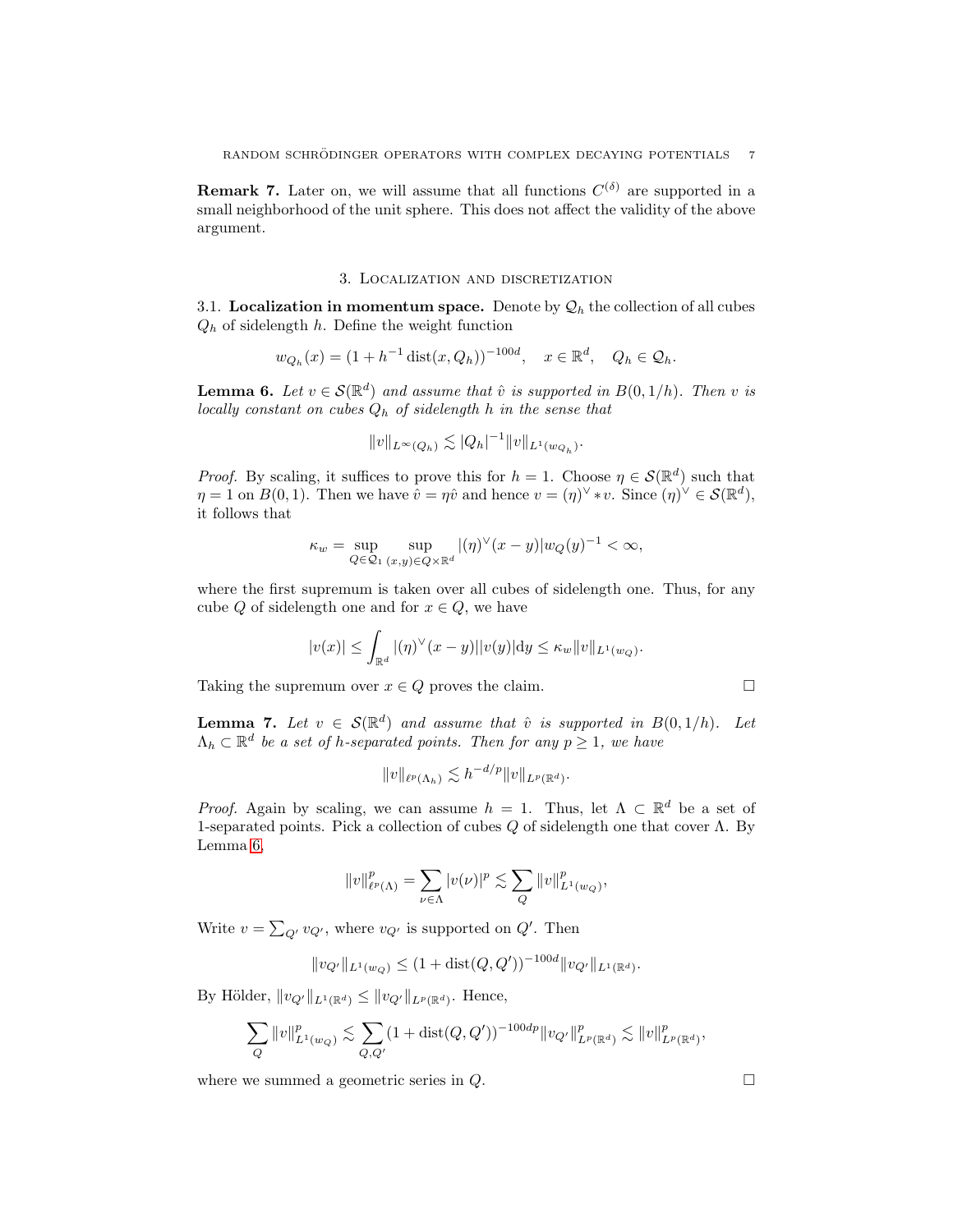**Remark 7.** Later on, we will assume that all functions $C^{(\delta)}$ are supported in a small neighborhood of the unit sphere. This does not affect the validity of the above argument.

## 3. Localization and discretization

### 3.1. Localization in momentum space.

Denote by $\mathcal{Q}_h$ the collection of all cubes $Q_h$ of sidelength $h$. Define the weight function

$$w_{Q_h}(x) = (1 + h^{-1}\operatorname{dist}(x, Q_h))^{-100d}, \quad x \in \mathbb{R}^d, \quad Q_h \in \mathcal{Q}_h.$$

**Lemma 6.** *Let $v \in \mathcal{S}(\mathbb{R}^d)$ and assume that $\hat{v}$ is supported in $B(0, 1/h)$. Then $v$ is locally constant on cubes $Q_h$ of sidelength $h$ in the sense that*

$$\|v\|_{L^\infty(Q_h)} \lesssim |Q_h|^{-1}\|v\|_{L^1(w_{Q_h})}.$$

*Proof.* By scaling, it suffices to prove this for $h = 1$. Choose $\eta \in \mathcal{S}(\mathbb{R}^d)$ such that $\eta = 1$ on $B(0, 1)$. Then we have $\hat{v} = \eta\hat{v}$ and hence $v = (\eta)^\vee * v$. Since $(\eta)^\vee \in \mathcal{S}(\mathbb{R}^d)$, it follows that

$$\kappa_w = \sup_{Q \in \mathcal{Q}_1} \sup_{(x,y) \in Q \times \mathbb{R}^d} |(\eta)^\vee(x - y)| w_Q(y)^{-1} < \infty,$$

where the first supremum is taken over all cubes of sidelength one. Thus, for any cube $Q$ of sidelength one and for $x \in Q$, we have

$$|v(x)| \leq \int_{\mathbb{R}^d} |(\eta)^\vee(x - y)||v(y)| \mathrm{d}y \leq \kappa_w \|v\|_{L^1(w_Q)}.$$

Taking the supremum over $x \in Q$ proves the claim. $\square$

**Lemma 7.** *Let $v \in \mathcal{S}(\mathbb{R}^d)$ and assume that $\hat{v}$ is supported in $B(0, 1/h)$. Let $\Lambda_h \subset \mathbb{R}^d$ be a set of $h$-separated points. Then for any $p \geq 1$, we have*

$$\|v\|_{\ell^p(\Lambda_h)} \lesssim h^{-d/p}\|v\|_{L^p(\mathbb{R}^d)}.$$

*Proof.* Again by scaling, we can assume $h = 1$. Thus, let $\Lambda \subset \mathbb{R}^d$ be a set of 1-separated points. Pick a collection of cubes $Q$ of sidelength one that cover $\Lambda$. By Lemma 6,

$$\|v\|_{\ell^p(\Lambda)}^p = \sum_{\nu \in \Lambda} |v(\nu)|^p \lesssim \sum_Q \|v\|_{L^1(w_Q)}^p,$$

Write $v = \sum_{Q'} v_{Q'}$, where $v_{Q'}$ is supported on $Q'$. Then

$$\|v_{Q'}\|_{L^1(w_Q)} \leq (1 + \operatorname{dist}(Q, Q'))^{-100d}\|v_{Q'}\|_{L^1(\mathbb{R}^d)}.$$

By Hölder, $\|v_{Q'}\|_{L^1(\mathbb{R}^d)} \leq \|v_{Q'}\|_{L^p(\mathbb{R}^d)}$. Hence,

$$\sum_Q \|v\|_{L^1(w_Q)}^p \lesssim \sum_{Q,Q'} (1 + \operatorname{dist}(Q, Q'))^{-100dp}\|v_{Q'}\|_{L^p(\mathbb{R}^d)}^p \lesssim \|v\|_{L^p(\mathbb{R}^d)}^p,$$

where we summed a geometric series in $Q$. $\square$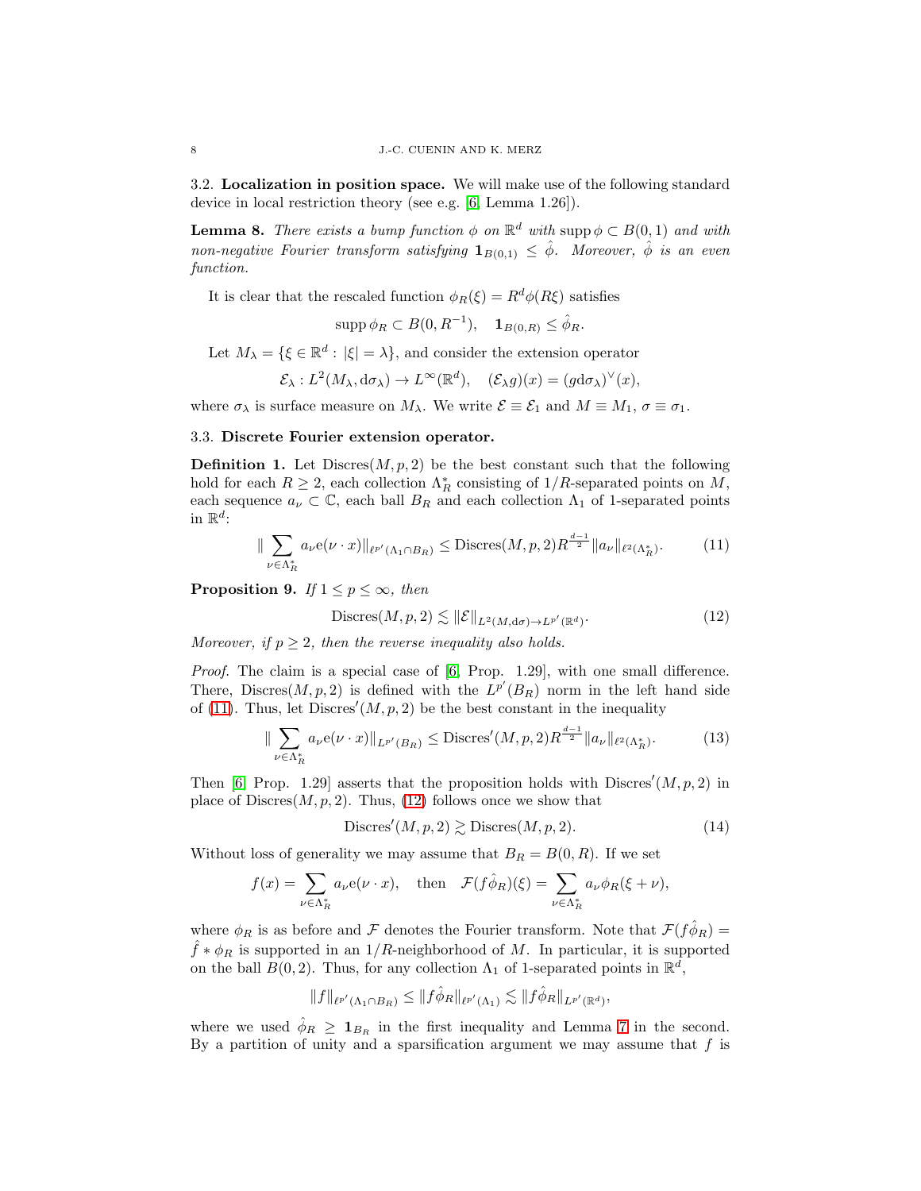### 3.2. Localization in position space.

We will make use of the following standard device in local restriction theory (see e.g. [6, Lemma 1.26]).

**Lemma 8.** *There exists a bump function $\phi$ on $\mathbb{R}^d$ with $\operatorname{supp}\phi \subset B(0,1)$ and with non-negative Fourier transform satisfying $\mathbf{1}_{B(0,1)} \leq \hat{\phi}$. Moreover, $\hat{\phi}$ is an even function.*

It is clear that the rescaled function $\phi_R(\xi) = R^d\phi(R\xi)$ satisfies

$$\operatorname{supp}\phi_R \subset B(0,R^{-1}), \quad \mathbf{1}_{B(0,R)} \leq \hat{\phi}_R.$$

Let $M_\lambda = \{\xi \in \mathbb{R}^d : |\xi| = \lambda\}$, and consider the extension operator

$$\mathcal{E}_\lambda : L^2(M_\lambda, \mathrm{d}\sigma_\lambda) \to L^\infty(\mathbb{R}^d), \quad (\mathcal{E}_\lambda g)(x) = (g\mathrm{d}\sigma_\lambda)^\vee(x),$$

where $\sigma_\lambda$ is surface measure on $M_\lambda$. We write $\mathcal{E} \equiv \mathcal{E}_1$ and $M \equiv M_1$, $\sigma \equiv \sigma_1$.

### 3.3. Discrete Fourier extension operator.

**Definition 1.** Let $\mathrm{Discres}(M,p,2)$ be the best constant such that the following hold for each $R \geq 2$, each collection $\Lambda_R^*$ consisting of $1/R$-separated points on $M$, each sequence $a_\nu \subset \mathbb{C}$, each ball $B_R$ and each collection $\Lambda_1$ of 1-separated points in $\mathbb{R}^d$:

$$\|\sum_{\nu\in\Lambda_R^*} a_\nu \mathrm{e}(\nu\cdot x)\|_{\ell^{p'}(\Lambda_1\cap B_R)} \leq \mathrm{Discres}(M,p,2) R^{\frac{d-1}{2}} \|a_\nu\|_{\ell^2(\Lambda_R^*)}. \tag{11}$$

**Proposition 9.** *If $1 \leq p \leq \infty$, then*

$$\mathrm{Discres}(M,p,2) \lesssim \|\mathcal{E}\|_{L^2(M,\mathrm{d}\sigma)\to L^{p'}(\mathbb{R}^d)}. \tag{12}$$

*Moreover, if $p \geq 2$, then the reverse inequality also holds.*

*Proof.* The claim is a special case of [6, Prop. 1.29], with one small difference. There, $\mathrm{Discres}(M,p,2)$ is defined with the $L^{p'}(B_R)$ norm in the left hand side of (11). Thus, let $\mathrm{Discres}'(M,p,2)$ be the best constant in the inequality

$$\|\sum_{\nu\in\Lambda_R^*} a_\nu \mathrm{e}(\nu\cdot x)\|_{L^{p'}(B_R)} \leq \mathrm{Discres}'(M,p,2) R^{\frac{d-1}{2}} \|a_\nu\|_{\ell^2(\Lambda_R^*)}. \tag{13}$$

Then [6, Prop. 1.29] asserts that the proposition holds with $\mathrm{Discres}'(M,p,2)$ in place of $\mathrm{Discres}(M,p,2)$. Thus, (12) follows once we show that

$$\mathrm{Discres}'(M,p,2) \gtrsim \mathrm{Discres}(M,p,2). \tag{14}$$

Without loss of generality we may assume that $B_R = B(0,R)$. If we set

$$f(x) = \sum_{\nu\in\Lambda_R^*} a_\nu \mathrm{e}(\nu\cdot x), \quad \text{then} \quad \mathcal{F}(f\hat{\phi}_R)(\xi) = \sum_{\nu\in\Lambda_R^*} a_\nu \phi_R(\xi+\nu),$$

where $\phi_R$ is as before and $\mathcal{F}$ denotes the Fourier transform. Note that $\mathcal{F}(f\hat{\phi}_R) = \hat{f} * \phi_R$ is supported in an $1/R$-neighborhood of $M$. In particular, it is supported on the ball $B(0,2)$. Thus, for any collection $\Lambda_1$ of 1-separated points in $\mathbb{R}^d$,

$$\|f\|_{\ell^{p'}(\Lambda_1\cap B_R)} \leq \|f\hat{\phi}_R\|_{\ell^{p'}(\Lambda_1)} \lesssim \|f\hat{\phi}_R\|_{L^{p'}(\mathbb{R}^d)},$$

where we used $\hat{\phi}_R \geq \mathbf{1}_{B_R}$ in the first inequality and Lemma 7 in the second. By a partition of unity and a sparsification argument we may assume that $f$ is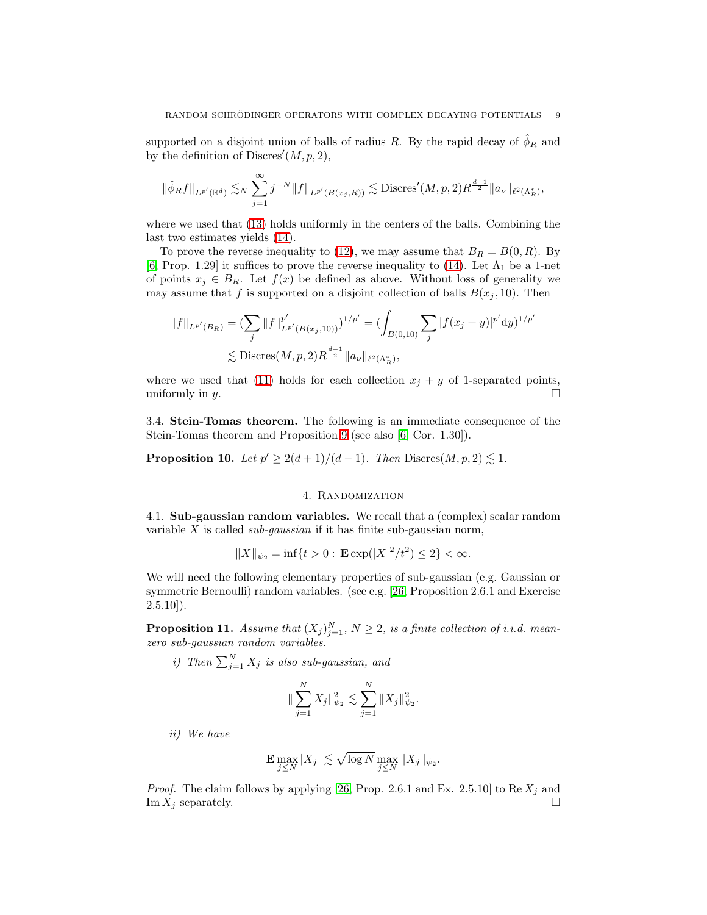supported on a disjoint union of balls of radius $R$. By the rapid decay of $\hat{\phi}_R$ and by the definition of $\mathrm{Discres}'(M,p,2)$,

$$\|\hat{\phi}_R f\|_{L^{p'}(\mathbb{R}^d)} \lesssim_N \sum_{j=1}^{\infty} j^{-N} \|f\|_{L^{p'}(B(x_j,R))} \lesssim \mathrm{Discres}'(M,p,2) R^{\frac{d-1}{2}} \|a_\nu\|_{\ell^2(\Lambda_R^*)},$$

where we used that (13) holds uniformly in the centers of the balls. Combining the last two estimates yields (14).

To prove the reverse inequality to (12), we may assume that $B_R = B(0,R)$. By [6, Prop. 1.29] it suffices to prove the reverse inequality to (14). Let $\Lambda_1$ be a 1-net of points $x_j \in B_R$. Let $f(x)$ be defined as above. Without loss of generality we may assume that $f$ is supported on a disjoint collection of balls $B(x_j, 10)$. Then

$$\begin{aligned}
\|f\|_{L^{p'}(B_R)} &= \Big(\sum_j \|f\|_{L^{p'}(B(x_j,10))}^{p'}\Big)^{1/p'} = \Big(\int_{B(0,10)} \sum_j |f(x_j+y)|^{p'} \mathrm{d}y\Big)^{1/p'} \\
&\lesssim \mathrm{Discres}(M,p,2) R^{\frac{d-1}{2}} \|a_\nu\|_{\ell^2(\Lambda_R^*)},
\end{aligned}$$

where we used that (11) holds for each collection $x_j + y$ of 1-separated points, uniformly in $y$. $\square$

3.4. **Stein-Tomas theorem.** The following is an immediate consequence of the Stein-Tomas theorem and Proposition 9 (see also [6, Cor. 1.30]).

**Proposition 10.** *Let $p' \geq 2(d+1)/(d-1)$. Then $\mathrm{Discres}(M,p,2) \lesssim 1$.*

## 4. Randomization

4.1. **Sub-gaussian random variables.** We recall that a (complex) scalar random variable $X$ is called *sub-gaussian* if it has finite sub-gaussian norm,

$$\|X\|_{\psi_2} = \inf\{t > 0 : \mathbf{E}\exp(|X|^2/t^2) \leq 2\} < \infty.$$

We will need the following elementary properties of sub-gaussian (e.g. Gaussian or symmetric Bernoulli) random variables. (see e.g. [26, Proposition 2.6.1 and Exercise 2.5.10]).

**Proposition 11.** *Assume that $(X_j)_{j=1}^N$, $N \geq 2$, is a finite collection of i.i.d. mean-zero sub-gaussian random variables.*

*i) Then $\sum_{j=1}^N X_j$ is also sub-gaussian, and*

$$\|\sum_{j=1}^N X_j\|_{\psi_2}^2 \lesssim \sum_{j=1}^N \|X_j\|_{\psi_2}^2.$$

*ii) We have*

$$\mathbf{E}\max_{j\leq N} |X_j| \lesssim \sqrt{\log N} \max_{j \leq N} \|X_j\|_{\psi_2}.$$

*Proof.* The claim follows by applying [26, Prop. 2.6.1 and Ex. 2.5.10] to $\mathrm{Re}\, X_j$ and $\mathrm{Im}\, X_j$ separately. $\square$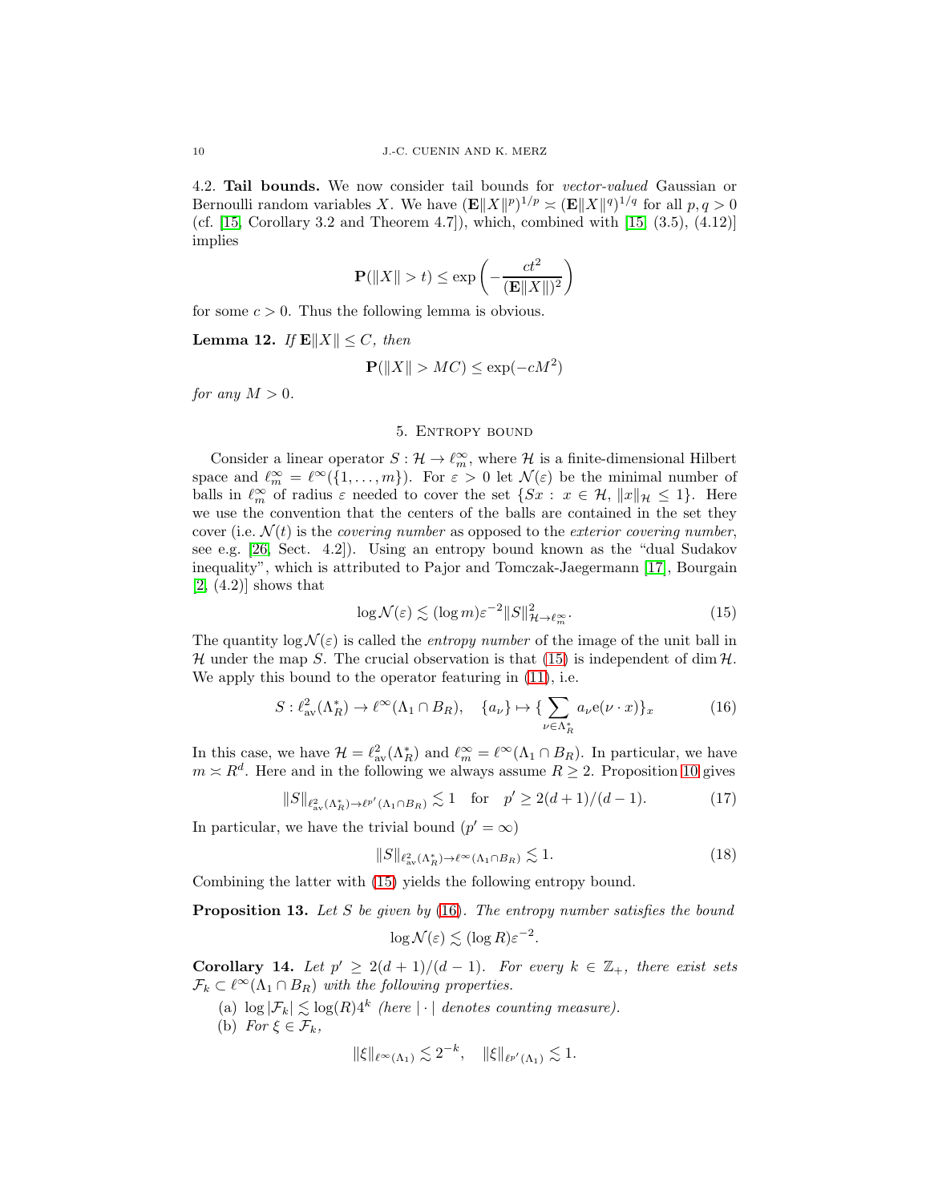4.2. **Tail bounds.** We now consider tail bounds for *vector-valued* Gaussian or Bernoulli random variables $X$. We have $(\mathbf{E}\|X\|^p)^{1/p} \asymp (\mathbf{E}\|X\|^q)^{1/q}$ for all $p,q>0$ (cf. [15, Corollary 3.2 and Theorem 4.7]), which, combined with [15, (3.5), (4.12)] implies

$$\mathbf{P}(\|X\|>t) \leq \exp\left(-\frac{ct^2}{(\mathbf{E}\|X\|)^2}\right)$$

for some $c>0$. Thus the following lemma is obvious.

**Lemma 12.** *If $\mathbf{E}\|X\| \leq C$, then*

$$\mathbf{P}(\|X\|>MC) \leq \exp(-cM^2)$$

*for any $M>0$.*

## 5. Entropy bound

Consider a linear operator $S:\mathcal{H}\to\ell^\infty_m$, where $\mathcal{H}$ is a finite-dimensional Hilbert space and $\ell^\infty_m = \ell^\infty(\{1,\ldots,m\})$. For $\varepsilon>0$ let $\mathcal{N}(\varepsilon)$ be the minimal number of balls in $\ell^\infty_m$ of radius $\varepsilon$ needed to cover the set $\{Sx:\, x\in\mathcal{H},\, \|x\|_{\mathcal{H}}\leq 1\}$. Here we use the convention that the centers of the balls are contained in the set they cover (i.e. $\mathcal{N}(t)$ is the *covering number* as opposed to the *exterior covering number*, see e.g. [26, Sect. 4.2]). Using an entropy bound known as the "dual Sudakov inequality", which is attributed to Pajor and Tomczak-Jaegermann [17], Bourgain [2, (4.2)] shows that

$$\log\mathcal{N}(\varepsilon) \lesssim (\log m)\varepsilon^{-2}\|S\|^2_{\mathcal{H}\to\ell^\infty_m}. \tag{15}$$

The quantity $\log\mathcal{N}(\varepsilon)$ is called the *entropy number* of the image of the unit ball in $\mathcal{H}$ under the map $S$. The crucial observation is that (15) is independent of $\dim\mathcal{H}$. We apply this bound to the operator featuring in (11), i.e.

$$S:\ell^2_{\rm av}(\Lambda_R^*)\to\ell^\infty(\Lambda_1\cap B_R),\quad \{a_\nu\}\mapsto\{\sum_{\nu\in\Lambda_R^*}a_\nu \mathrm{e}(\nu\cdot x)\}_x \tag{16}$$

In this case, we have $\mathcal{H}=\ell^2_{\rm av}(\Lambda_R^*)$ and $\ell^\infty_m=\ell^\infty(\Lambda_1\cap B_R)$. In particular, we have $m\asymp R^d$. Here and in the following we always assume $R\geq 2$. Proposition 10 gives

$$\|S\|_{\ell^2_{\rm av}(\Lambda_R^*)\to\ell^{p'}(\Lambda_1\cap B_R)}\lesssim 1 \quad\text{for}\quad p'\geq 2(d+1)/(d-1). \tag{17}$$

In particular, we have the trivial bound ($p'=\infty$)

$$\|S\|_{\ell^2_{\rm av}(\Lambda_R^*)\to\ell^\infty(\Lambda_1\cap B_R)}\lesssim 1. \tag{18}$$

Combining the latter with (15) yields the following entropy bound.

**Proposition 13.** *Let $S$ be given by (16). The entropy number satisfies the bound*

$$\log\mathcal{N}(\varepsilon)\lesssim(\log R)\varepsilon^{-2}.$$

**Corollary 14.** *Let $p'\geq 2(d+1)/(d-1)$. For every $k\in\mathbb{Z}_+$, there exist sets $\mathcal{F}_k\subset\ell^\infty(\Lambda_1\cap B_R)$ with the following properties.*

(a) $\log|\mathcal{F}_k|\lesssim\log(R)4^k$ *(here $|\cdot|$ denotes counting measure).*
(b) *For $\xi\in\mathcal{F}_k$,*

$$\|\xi\|_{\ell^\infty(\Lambda_1)}\lesssim 2^{-k},\quad \|\xi\|_{\ell^{p'}(\Lambda_1)}\lesssim 1.$$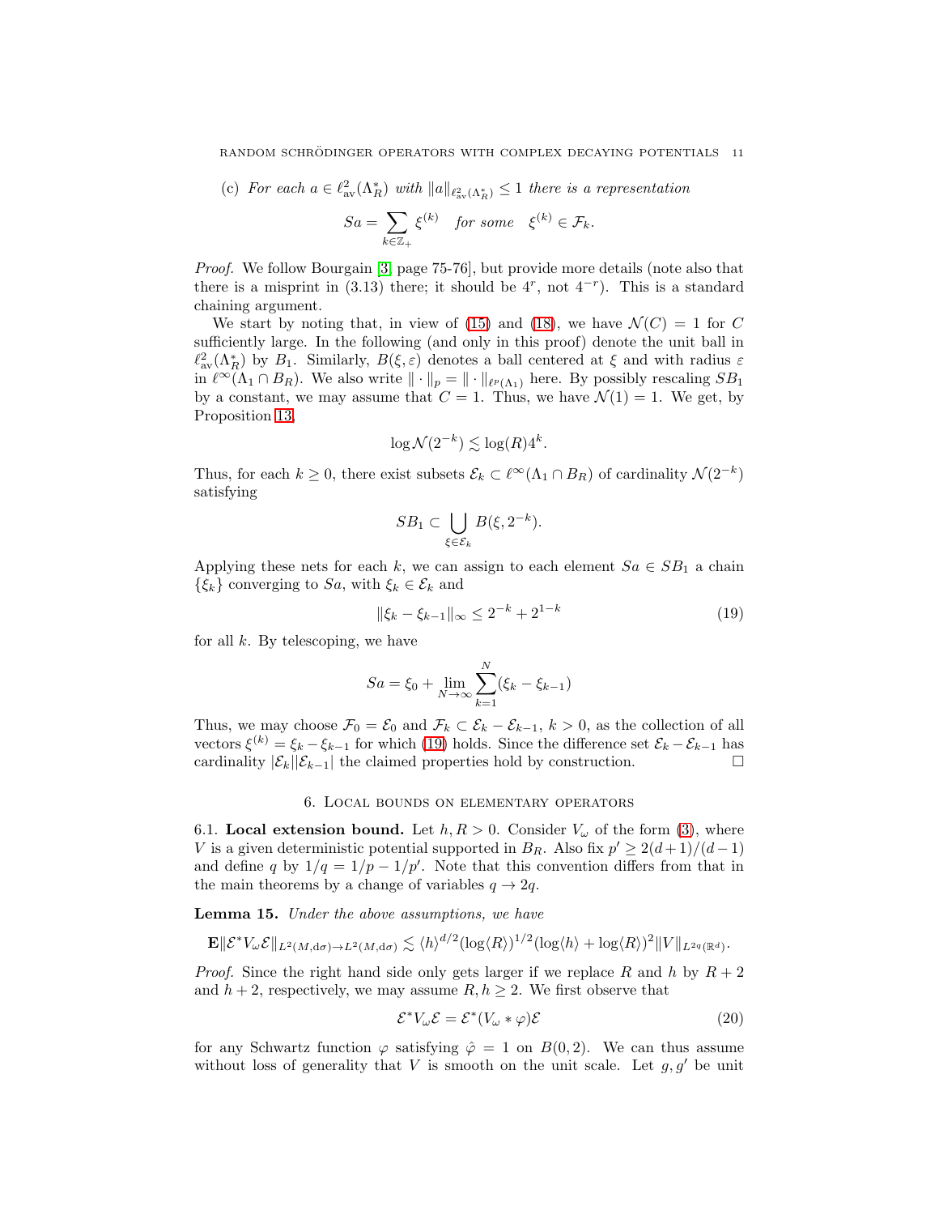(c) *For each* $a \in \ell^2_{\mathrm{av}}(\Lambda_R^*)$ *with* $\|a\|_{\ell^2_{\mathrm{av}}(\Lambda_R^*)} \le 1$ *there is a representation*

$$Sa = \sum_{k \in \mathbb{Z}_+} \xi^{(k)} \quad \text{for some} \quad \xi^{(k)} \in \mathcal{F}_k.$$

*Proof.* We follow Bourgain [3, page 75-76], but provide more details (note also that there is a misprint in (3.13) there; it should be $4^r$, not $4^{-r}$). This is a standard chaining argument.

We start by noting that, in view of (15) and (18), we have $\mathcal{N}(C) = 1$ for $C$ sufficiently large. In the following (and only in this proof) denote the unit ball in $\ell^2_{\mathrm{av}}(\Lambda_R^*)$ by $B_1$. Similarly, $B(\xi, \varepsilon)$ denotes a ball centered at $\xi$ and with radius $\varepsilon$ in $\ell^\infty(\Lambda_1 \cap B_R)$. We also write $\|\cdot\|_p = \|\cdot\|_{\ell^p(\Lambda_1)}$ here. By possibly rescaling $SB_1$ by a constant, we may assume that $C = 1$. Thus, we have $\mathcal{N}(1) = 1$. We get, by Proposition 13,

$$\log \mathcal{N}(2^{-k}) \lesssim \log(R) 4^k.$$

Thus, for each $k \ge 0$, there exist subsets $\mathcal{E}_k \subset \ell^\infty(\Lambda_1 \cap B_R)$ of cardinality $\mathcal{N}(2^{-k})$ satisfying

$$SB_1 \subset \bigcup_{\xi \in \mathcal{E}_k} B(\xi, 2^{-k}).$$

Applying these nets for each $k$, we can assign to each element $Sa \in SB_1$ a chain $\{\xi_k\}$ converging to $Sa$, with $\xi_k \in \mathcal{E}_k$ and

$$\|\xi_k - \xi_{k-1}\|_\infty \le 2^{-k} + 2^{1-k} \tag{19}$$

for all $k$. By telescoping, we have

$$Sa = \xi_0 + \lim_{N \to \infty} \sum_{k=1}^N (\xi_k - \xi_{k-1})$$

Thus, we may choose $\mathcal{F}_0 = \mathcal{E}_0$ and $\mathcal{F}_k \subset \mathcal{E}_k - \mathcal{E}_{k-1}$, $k > 0$, as the collection of all vectors $\xi^{(k)} = \xi_k - \xi_{k-1}$ for which (19) holds. Since the difference set $\mathcal{E}_k - \mathcal{E}_{k-1}$ has cardinality $|\mathcal{E}_k||\mathcal{E}_{k-1}|$ the claimed properties hold by construction. □

## 6. Local bounds on elementary operators

**6.1. Local extension bound.** Let $h, R > 0$. Consider $V_\omega$ of the form (3), where $V$ is a given deterministic potential supported in $B_R$. Also fix $p' \ge 2(d+1)/(d-1)$ and define $q$ by $1/q = 1/p - 1/p'$. Note that this convention differs from that in the main theorems by a change of variables $q \to 2q$.

**Lemma 15.** *Under the above assumptions, we have*

$$\mathbf{E}\|\mathcal{E}^* V_\omega \mathcal{E}\|_{L^2(M, \mathrm{d}\sigma) \to L^2(M, \mathrm{d}\sigma)} \lesssim \langle h \rangle^{d/2} (\log\langle R \rangle)^{1/2} (\log\langle h \rangle + \log\langle R \rangle)^2 \|V\|_{L^{2q}(\mathbb{R}^d)}.$$

*Proof.* Since the right hand side only gets larger if we replace $R$ and $h$ by $R+2$ and $h+2$, respectively, we may assume $R, h \ge 2$. We first observe that

$$\mathcal{E}^* V_\omega \mathcal{E} = \mathcal{E}^* (V_\omega * \varphi) \mathcal{E} \tag{20}$$

for any Schwartz function $\varphi$ satisfying $\hat{\varphi} = 1$ on $B(0, 2)$. We can thus assume without loss of generality that $V$ is smooth on the unit scale. Let $g, g'$ be unit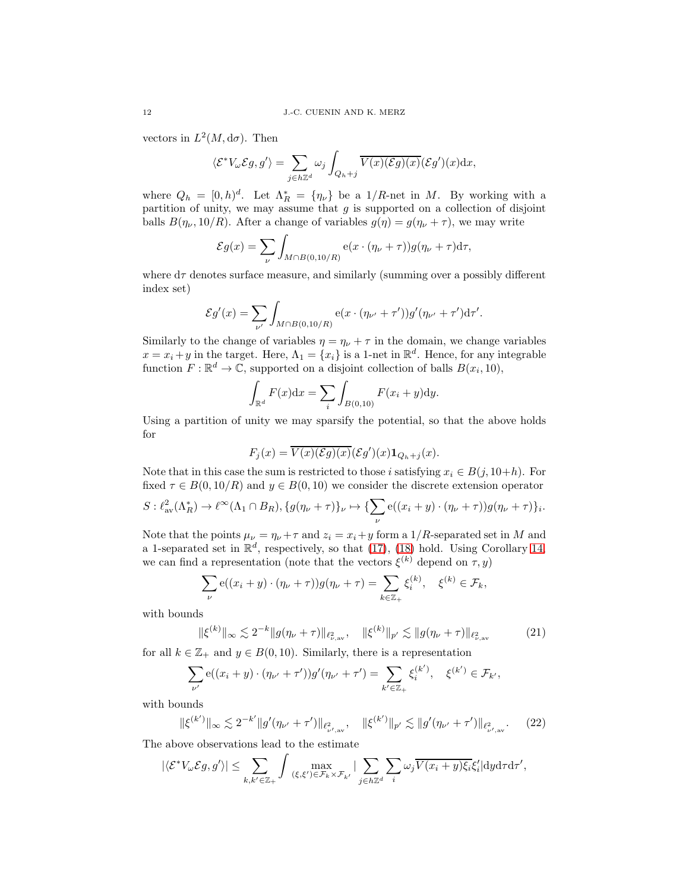vectors in $L^2(M, \mathrm{d}\sigma)$. Then

$$\langle \mathcal{E}^* V_\omega \mathcal{E} g, g' \rangle = \sum_{j \in h\mathbb{Z}^d} \omega_j \int_{Q_h + j} \overline{V(x)(\mathcal{E}g)(x)} (\mathcal{E}g')(x) \mathrm{d}x,$$

where $Q_h = [0,h)^d$. Let $\Lambda_R^* = \{\eta_\nu\}$ be a $1/R$-net in $M$. By working with a partition of unity, we may assume that $g$ is supported on a collection of disjoint balls $B(\eta_\nu, 10/R)$. After a change of variables $g(\eta) = g(\eta_\nu + \tau)$, we may write

$$\mathcal{E}g(x) = \sum_\nu \int_{M \cap B(0,10/R)} \mathrm{e}(x \cdot (\eta_\nu + \tau)) g(\eta_\nu + \tau) \mathrm{d}\tau,$$

where $\mathrm{d}\tau$ denotes surface measure, and similarly (summing over a possibly different index set)

$$\mathcal{E}g'(x) = \sum_{\nu'} \int_{M \cap B(0,10/R)} \mathrm{e}(x \cdot (\eta_{\nu'} + \tau')) g'(\eta_{\nu'} + \tau') \mathrm{d}\tau'.$$

Similarly to the change of variables $\eta = \eta_\nu + \tau$ in the domain, we change variables $x = x_i + y$ in the target. Here, $\Lambda_1 = \{x_i\}$ is a 1-net in $\mathbb{R}^d$. Hence, for any integrable function $F : \mathbb{R}^d \to \mathbb{C}$, supported on a disjoint collection of balls $B(x_i, 10)$,

$$\int_{\mathbb{R}^d} F(x) \mathrm{d}x = \sum_i \int_{B(0,10)} F(x_i + y) \mathrm{d}y.$$

Using a partition of unity we may sparsify the potential, so that the above holds for

$$F_j(x) = \overline{V(x)(\mathcal{E}g)(x)} (\mathcal{E}g')(x) \mathbf{1}_{Q_h + j}(x).$$

Note that in this case the sum is restricted to those $i$ satisfying $x_i \in B(j, 10+h)$. For fixed $\tau \in B(0,10/R)$ and $y \in B(0,10)$ we consider the discrete extension operator

$$S : \ell^2_{\mathrm{av}}(\Lambda_R^*) \to \ell^\infty(\Lambda_1 \cap B_R), \{g(\eta_\nu + \tau)\}_\nu \mapsto \{\sum_\nu \mathrm{e}((x_i + y) \cdot (\eta_\nu + \tau)) g(\eta_\nu + \tau)\}_i.$$

Note that the points $\mu_\nu = \eta_\nu + \tau$ and $z_i = x_i + y$ form a $1/R$-separated set in $M$ and a 1-separated set in $\mathbb{R}^d$, respectively, so that (17), (18) hold. Using Corollary 14, we can find a representation (note that the vectors $\xi^{(k)}$ depend on $\tau, y$)

$$\sum_\nu \mathrm{e}((x_i + y) \cdot (\eta_\nu + \tau)) g(\eta_\nu + \tau) = \sum_{k \in \mathbb{Z}_+} \xi_i^{(k)}, \quad \xi^{(k)} \in \mathcal{F}_k,$$

with bounds

$$\|\xi^{(k)}\|_\infty \lesssim 2^{-k} \|g(\eta_\nu + \tau)\|_{\ell^2_{\nu,\mathrm{av}}}, \quad \|\xi^{(k)}\|_{p'} \lesssim \|g(\eta_\nu + \tau)\|_{\ell^2_{\nu,\mathrm{av}}} \tag{21}$$

for all $k \in \mathbb{Z}_+$ and $y \in B(0,10)$. Similarly, there is a representation

$$\sum_{\nu'} \mathrm{e}((x_i + y) \cdot (\eta_{\nu'} + \tau')) g'(\eta_{\nu'} + \tau') = \sum_{k' \in \mathbb{Z}_+} \xi_i^{(k')}, \quad \xi^{(k')} \in \mathcal{F}_{k'},$$

with bounds

$$\|\xi^{(k')}\|_\infty \lesssim 2^{-k'} \|g'(\eta_{\nu'} + \tau')\|_{\ell^2_{\nu',\mathrm{av}}}, \quad \|\xi^{(k')}\|_{p'} \lesssim \|g'(\eta_{\nu'} + \tau')\|_{\ell^2_{\nu',\mathrm{av}}}. \tag{22}$$

The above observations lead to the estimate

$$|\langle \mathcal{E}^* V_\omega \mathcal{E} g, g' \rangle| \leq \sum_{k,k' \in \mathbb{Z}_+} \int \max_{(\xi,\xi') \in \mathcal{F}_k \times \mathcal{F}_{k'}} \Big| \sum_{j \in h\mathbb{Z}^d} \sum_i \omega_j \overline{V(x_i + y) \xi_i} \xi_i' \Big| \mathrm{d}y \mathrm{d}\tau \mathrm{d}\tau',$$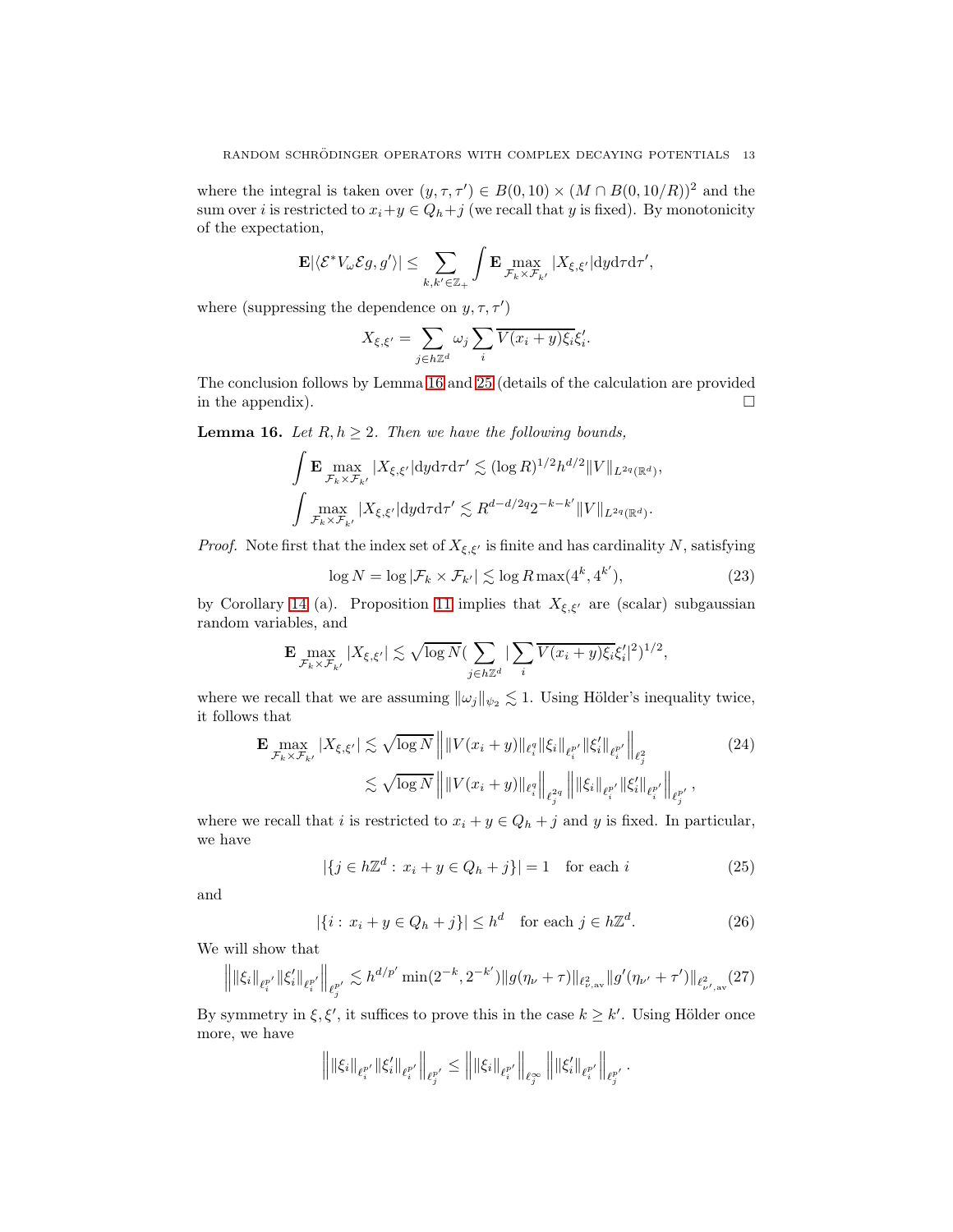where the integral is taken over $(y, \tau, \tau') \in B(0, 10) \times (M \cap B(0, 10/R))^2$ and the sum over $i$ is restricted to $x_i + y \in Q_h + j$ (we recall that $y$ is fixed). By monotonicity of the expectation,

$$\mathbf{E}|\langle \mathcal{E}^* V_\omega \mathcal{E} g, g' \rangle| \leq \sum_{k,k' \in \mathbb{Z}_+} \int \mathbf{E} \max_{\mathcal{F}_k \times \mathcal{F}_{k'}} |X_{\xi,\xi'}| \mathrm{d}y \mathrm{d}\tau \mathrm{d}\tau',$$

where (suppressing the dependence on $y, \tau, \tau'$)

$$X_{\xi,\xi'} = \sum_{j \in h\mathbb{Z}^d} \omega_j \sum_i \overline{V(x_i + y)\xi_i}\xi'_i.$$

The conclusion follows by Lemma 16 and 25 (details of the calculation are provided in the appendix). $\square$

**Lemma 16.** *Let $R, h \geq 2$. Then we have the following bounds,*

$$\int \mathbf{E} \max_{\mathcal{F}_k \times \mathcal{F}_{k'}} |X_{\xi,\xi'}| \mathrm{d}y \mathrm{d}\tau \mathrm{d}\tau' \lesssim (\log R)^{1/2} h^{d/2} \|V\|_{L^{2q}(\mathbb{R}^d)},$$

$$\int \max_{\mathcal{F}_k \times \mathcal{F}_{k'}} |X_{\xi,\xi'}| \mathrm{d}y \mathrm{d}\tau \mathrm{d}\tau' \lesssim R^{d - d/2q} 2^{-k-k'} \|V\|_{L^{2q}(\mathbb{R}^d)}.$$

*Proof.* Note first that the index set of $X_{\xi,\xi'}$ is finite and has cardinality $N$, satisfying

$$\log N = \log |\mathcal{F}_k \times \mathcal{F}_{k'}| \lesssim \log R \max(4^k, 4^{k'}), \tag{23}$$

by Corollary 14 (a). Proposition 11 implies that $X_{\xi,\xi'}$ are (scalar) subgaussian random variables, and

$$\mathbf{E} \max_{\mathcal{F}_k \times \mathcal{F}_{k'}} |X_{\xi,\xi'}| \lesssim \sqrt{\log N} \Big( \sum_{j \in h\mathbb{Z}^d} \Big| \sum_i \overline{V(x_i + y)\xi_i}\xi'_i \Big|^2 \Big)^{1/2},$$

where we recall that we are assuming $\|\omega_j\|_{\psi_2} \lesssim 1$. Using Hölder's inequality twice, it follows that

$$\begin{aligned} \mathbf{E} \max_{\mathcal{F}_k \times \mathcal{F}_{k'}} |X_{\xi,\xi'}| &\lesssim \sqrt{\log N} \left\| \|V(x_i + y)\|_{\ell_i^q} \|\xi_i\|_{\ell_i^{p'}} \|\xi'_i\|_{\ell_i^{p'}} \right\|_{\ell_j^2} \\ &\lesssim \sqrt{\log N} \left\| \|V(x_i + y)\|_{\ell_i^q} \right\|_{\ell_j^{2q}} \left\| \|\xi_i\|_{\ell_i^{p'}} \|\xi'_i\|_{\ell_i^{p'}} \right\|_{\ell_j^{p'}}, \end{aligned} \tag{24}$$

where we recall that $i$ is restricted to $x_i + y \in Q_h + j$ and $y$ is fixed. In particular, we have

$$|\{j \in h\mathbb{Z}^d : x_i + y \in Q_h + j\}| = 1 \quad \text{for each } i \tag{25}$$

and

$$|\{i : x_i + y \in Q_h + j\}| \leq h^d \quad \text{for each } j \in h\mathbb{Z}^d. \tag{26}$$

We will show that

$$\left\| \|\xi_i\|_{\ell_i^{p'}} \|\xi'_i\|_{\ell_i^{p'}} \right\|_{\ell_j^{p'}} \lesssim h^{d/p'} \min(2^{-k}, 2^{-k'}) \|g(\eta_\nu + \tau)\|_{\ell^2_{\nu,\mathrm{av}}} \|g'(\eta_{\nu'} + \tau')\|_{\ell^2_{\nu',\mathrm{av}}} \tag{27}$$

By symmetry in $\xi, \xi'$, it suffices to prove this in the case $k \geq k'$. Using Hölder once more, we have

$$\left\| \|\xi_i\|_{\ell_i^{p'}} \|\xi'_i\|_{\ell_i^{p'}} \right\|_{\ell_j^{p'}} \leq \left\| \|\xi_i\|_{\ell_i^{p'}} \right\|_{\ell_j^\infty} \left\| \|\xi'_i\|_{\ell_i^{p'}} \right\|_{\ell_j^{p'}}.$$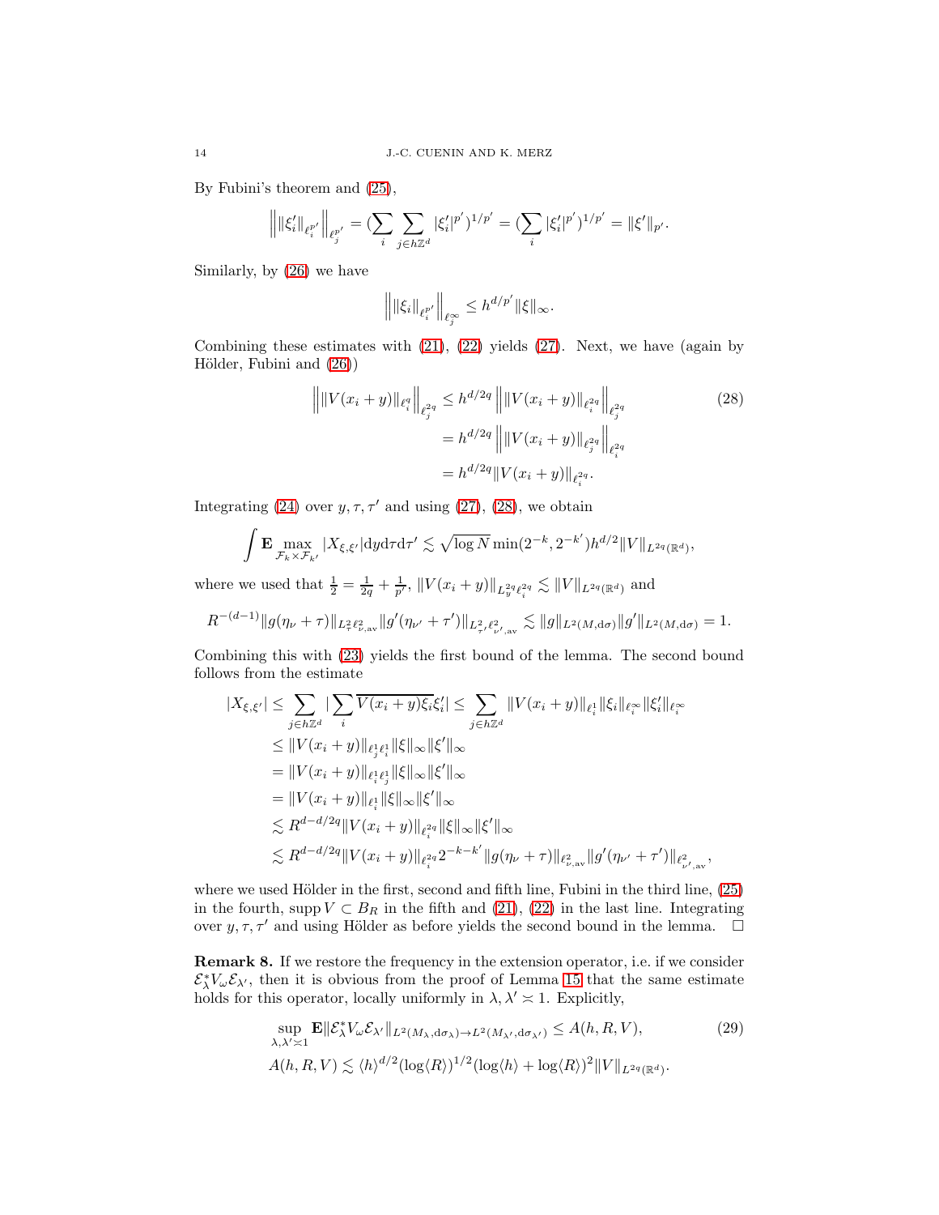By Fubini's theorem and (25),

$$\Big\|\|\xi_i'\|_{\ell_i^{p'}}\Big\|_{\ell_j^{p'}} = (\sum_i \sum_{j\in h\mathbb{Z}^d} |\xi_i'|^{p'})^{1/p'} = (\sum_i |\xi_i'|^{p'})^{1/p'} = \|\xi'\|_{p'}.$$

Similarly, by (26) we have

$$\Big\|\|\xi_i\|_{\ell_i^{p'}}\Big\|_{\ell_j^{\infty}} \leq h^{d/p'}\|\xi\|_\infty.$$

Combining these estimates with (21), (22) yields (27). Next, we have (again by Hölder, Fubini and (26))

$$\begin{aligned}
\Big\|\|V(x_i+y)\|_{\ell_i^q}\Big\|_{\ell_j^{2q}} &\leq h^{d/2q}\Big\|\|V(x_i+y)\|_{\ell_i^{2q}}\Big\|_{\ell_j^{2q}} \\
&= h^{d/2q}\Big\|\|V(x_i+y)\|_{\ell_j^{2q}}\Big\|_{\ell_i^{2q}} \\
&= h^{d/2q}\|V(x_i+y)\|_{\ell_i^{2q}}.
\end{aligned} \tag{28}$$

Integrating (24) over $y,\tau,\tau'$ and using (27), (28), we obtain

$$\int \mathbf{E}\max_{\mathcal{F}_k\times\mathcal{F}_{k'}} |X_{\xi,\xi'}|\mathrm{d}y\mathrm{d}\tau\mathrm{d}\tau' \lesssim \sqrt{\log N}\min(2^{-k},2^{-k'})h^{d/2}\|V\|_{L^{2q}(\mathbb{R}^d)},$$

where we used that $\frac{1}{2}=\frac{1}{2q}+\frac{1}{p'}$, $\|V(x_i+y)\|_{L_y^{2q}\ell_i^{2q}} \lesssim \|V\|_{L^{2q}(\mathbb{R}^d)}$ and

$$R^{-(d-1)}\|g(\eta_\nu+\tau)\|_{L_\tau^2\ell_{\nu,\mathrm{av}}^2}\|g'(\eta_{\nu'}+\tau')\|_{L_{\tau'}^2\ell_{\nu',\mathrm{av}}^2} \lesssim \|g\|_{L^2(M,\mathrm{d}\sigma)}\|g'\|_{L^2(M,\mathrm{d}\sigma)} = 1.$$

Combining this with (23) yields the first bound of the lemma. The second bound follows from the estimate

$$\begin{aligned}
|X_{\xi,\xi'}| &\leq \sum_{j\in h\mathbb{Z}^d} |\sum_i \overline{V(x_i+y)\xi_i}\xi_i'| \leq \sum_{j\in h\mathbb{Z}^d} \|V(x_i+y)\|_{\ell_i^1}\|\xi_i\|_{\ell_i^\infty}\|\xi_i'\|_{\ell_i^\infty} \\
&\leq \|V(x_i+y)\|_{\ell_j^1\ell_i^1}\|\xi\|_\infty\|\xi'\|_\infty \\
&= \|V(x_i+y)\|_{\ell_i^1\ell_j^1}\|\xi\|_\infty\|\xi'\|_\infty \\
&= \|V(x_i+y)\|_{\ell_i^1}\|\xi\|_\infty\|\xi'\|_\infty \\
&\lesssim R^{d-d/2q}\|V(x_i+y)\|_{\ell_i^{2q}}\|\xi\|_\infty\|\xi'\|_\infty \\
&\lesssim R^{d-d/2q}\|V(x_i+y)\|_{\ell_i^{2q}}2^{-k-k'}\|g(\eta_\nu+\tau)\|_{\ell_{\nu,\mathrm{av}}^2}\|g'(\eta_{\nu'}+\tau')\|_{\ell_{\nu',\mathrm{av}}^2},
\end{aligned}$$

where we used Hölder in the first, second and fifth line, Fubini in the third line, (25) in the fourth, $\operatorname{supp} V\subset B_R$ in the fifth and (21), (22) in the last line. Integrating over $y,\tau,\tau'$ and using Hölder as before yields the second bound in the lemma. $\square$

**Remark 8.** If we restore the frequency in the extension operator, i.e. if we consider $\mathcal{E}_\lambda^* V_\omega \mathcal{E}_{\lambda'}$, then it is obvious from the proof of Lemma 15 that the same estimate holds for this operator, locally uniformly in $\lambda,\lambda'\asymp 1$. Explicitly,

$$\begin{aligned}
&\sup_{\lambda,\lambda'\asymp 1}\mathbf{E}\|\mathcal{E}_\lambda^* V_\omega\mathcal{E}_{\lambda'}\|_{L^2(M_\lambda,\mathrm{d}\sigma_\lambda)\to L^2(M_{\lambda'},\mathrm{d}\sigma_{\lambda'})} \leq A(h,R,V), \\
&A(h,R,V) \lesssim \langle h\rangle^{d/2}(\log\langle R\rangle)^{1/2}(\log\langle h\rangle+\log\langle R\rangle)^2\|V\|_{L^{2q}(\mathbb{R}^d)}.
\end{aligned} \tag{29}$$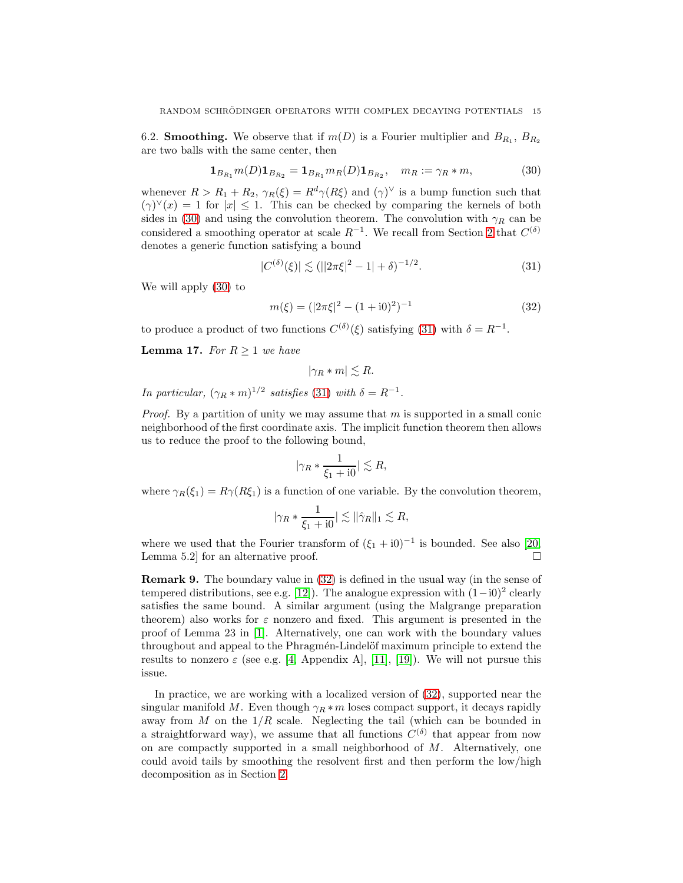### 6.2. Smoothing.

We observe that if $m(D)$ is a Fourier multiplier and $B_{R_1}$, $B_{R_2}$ are two balls with the same center, then

$$\mathbf{1}_{B_{R_1}} m(D) \mathbf{1}_{B_{R_2}} = \mathbf{1}_{B_{R_1}} m_R(D) \mathbf{1}_{B_{R_2}}, \quad m_R := \gamma_R * m, \tag{30}$$

whenever $R > R_1 + R_2$, $\gamma_R(\xi) = R^d \gamma(R\xi)$ and $(\gamma)^\vee$ is a bump function such that $(\gamma)^\vee(x) = 1$ for $|x| \leq 1$. This can be checked by comparing the kernels of both sides in (30) and using the convolution theorem. The convolution with $\gamma_R$ can be considered a smoothing operator at scale $R^{-1}$. We recall from Section 2 that $C^{(\delta)}$ denotes a generic function satisfying a bound

$$|C^{(\delta)}(\xi)| \lesssim (||2\pi\xi|^2 - 1| + \delta)^{-1/2}. \tag{31}$$

We will apply (30) to

$$m(\xi) = (|2\pi\xi|^2 - (1 + \mathrm{i}0)^2)^{-1} \tag{32}$$

to produce a product of two functions $C^{(\delta)}(\xi)$ satisfying (31) with $\delta = R^{-1}$.

**Lemma 17.** *For $R \geq 1$ we have*

$$|\gamma_R * m| \lesssim R.$$

*In particular, $(\gamma_R * m)^{1/2}$ satisfies (31) with $\delta = R^{-1}$.*

*Proof.* By a partition of unity we may assume that $m$ is supported in a small conic neighborhood of the first coordinate axis. The implicit function theorem then allows us to reduce the proof to the following bound,

$$|\gamma_R * \frac{1}{\xi_1 + \mathrm{i}0}| \lesssim R,$$

where $\gamma_R(\xi_1) = R\gamma(R\xi_1)$ is a function of one variable. By the convolution theorem,

$$|\gamma_R * \frac{1}{\xi_1 + \mathrm{i}0}| \lesssim \|\hat{\gamma}_R\|_1 \lesssim R,$$

where we used that the Fourier transform of $(\xi_1 + \mathrm{i}0)^{-1}$ is bounded. See also [20, Lemma 5.2] for an alternative proof. □

**Remark 9.** The boundary value in (32) is defined in the usual way (in the sense of tempered distributions, see e.g. [12]). The analogue expression with $(1 - \mathrm{i}0)^2$ clearly satisfies the same bound. A similar argument (using the Malgrange preparation theorem) also works for $\varepsilon$ nonzero and fixed. This argument is presented in the proof of Lemma 23 in [1]. Alternatively, one can work with the boundary values throughout and appeal to the Phragmén-Lindelöf maximum principle to extend the results to nonzero $\varepsilon$ (see e.g. [4, Appendix A], [11], [19]). We will not pursue this issue.

In practice, we are working with a localized version of (32), supported near the singular manifold $M$. Even though $\gamma_R * m$ loses compact support, it decays rapidly away from $M$ on the $1/R$ scale. Neglecting the tail (which can be bounded in a straightforward way), we assume that all functions $C^{(\delta)}$ that appear from now on are compactly supported in a small neighborhood of $M$. Alternatively, one could avoid tails by smoothing the resolvent first and then perform the low/high decomposition as in Section 2.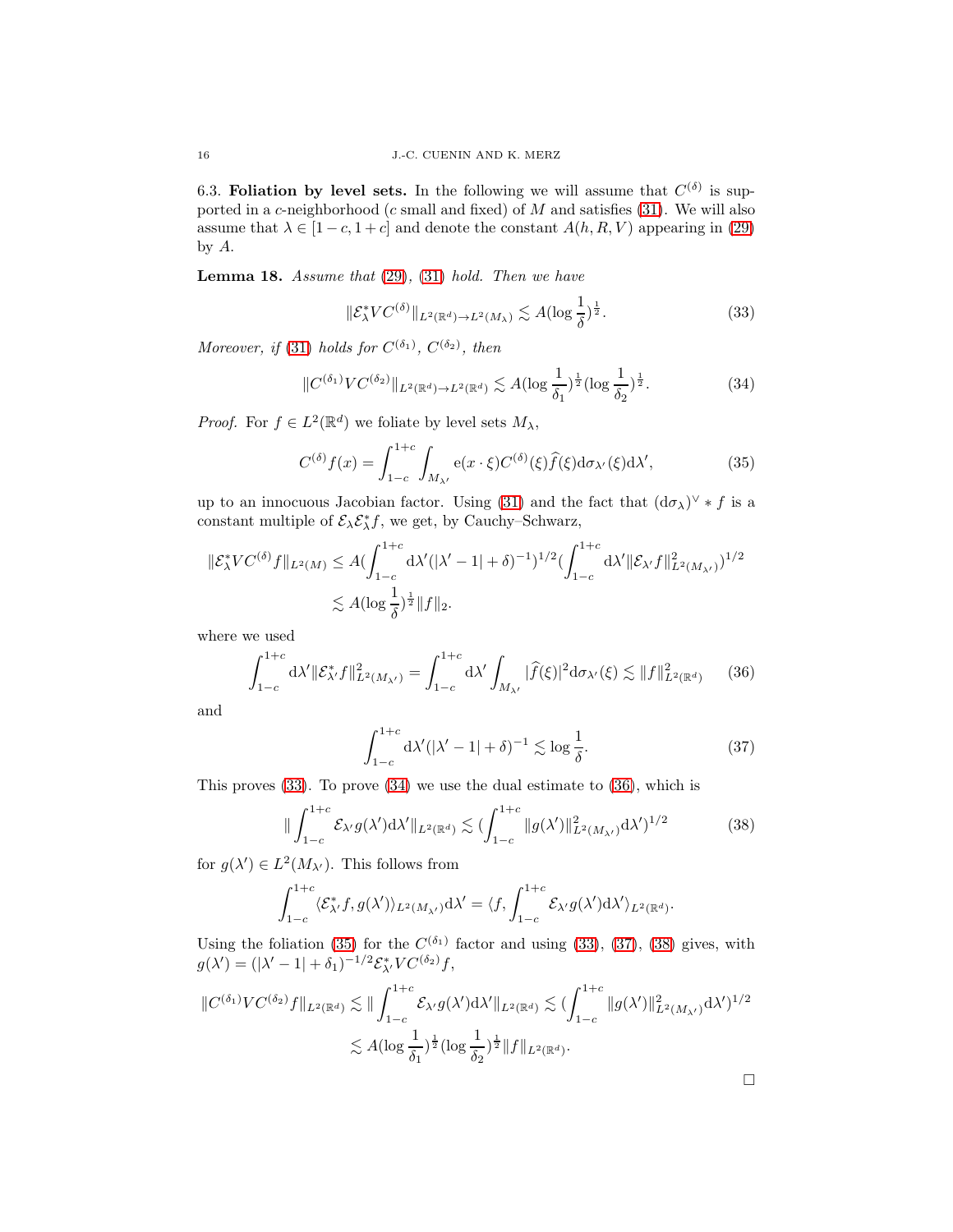6.3. **Foliation by level sets.** In the following we will assume that $C^{(\delta)}$ is supported in a $c$-neighborhood ($c$ small and fixed) of $M$ and satisfies (31). We will also assume that $\lambda \in [1-c, 1+c]$ and denote the constant $A(h,R,V)$ appearing in (29) by $A$.

**Lemma 18.** *Assume that* (29), (31) *hold. Then we have*

$$\|\mathcal{E}_\lambda^* V C^{(\delta)}\|_{L^2(\mathbb{R}^d)\to L^2(M_\lambda)} \lesssim A(\log\frac{1}{\delta})^{\frac12}. \tag{33}$$

*Moreover, if* (31) *holds for* $C^{(\delta_1)}$, $C^{(\delta_2)}$, *then*

$$\|C^{(\delta_1)} V C^{(\delta_2)}\|_{L^2(\mathbb{R}^d)\to L^2(\mathbb{R}^d)} \lesssim A(\log\frac{1}{\delta_1})^{\frac12}(\log\frac{1}{\delta_2})^{\frac12}. \tag{34}$$

*Proof.* For $f\in L^2(\mathbb{R}^d)$ we foliate by level sets $M_\lambda$,

$$C^{(\delta)} f(x) = \int_{1-c}^{1+c}\int_{M_{\lambda'}} \mathrm{e}(x\cdot\xi) C^{(\delta)}(\xi)\widehat{f}(\xi)\mathrm{d}\sigma_{\lambda'}(\xi)\mathrm{d}\lambda', \tag{35}$$

up to an innocuous Jacobian factor. Using (31) and the fact that $(\mathrm{d}\sigma_\lambda)^\vee * f$ is a constant multiple of $\mathcal{E}_\lambda\mathcal{E}_\lambda^* f$, we get, by Cauchy–Schwarz,

$$\begin{aligned}\|\mathcal{E}_\lambda^* V C^{(\delta)} f\|_{L^2(M)} &\le A(\int_{1-c}^{1+c}\mathrm{d}\lambda'(|\lambda'-1|+\delta)^{-1})^{1/2}(\int_{1-c}^{1+c}\mathrm{d}\lambda'\|\mathcal{E}_{\lambda'} f\|^2_{L^2(M_{\lambda'})})^{1/2}\\ &\lesssim A(\log\frac{1}{\delta})^{\frac12}\|f\|_2.\end{aligned}$$

where we used

$$\int_{1-c}^{1+c}\mathrm{d}\lambda'\|\mathcal{E}_{\lambda'}^* f\|^2_{L^2(M_{\lambda'})} = \int_{1-c}^{1+c}\mathrm{d}\lambda'\int_{M_{\lambda'}}|\widehat{f}(\xi)|^2\mathrm{d}\sigma_{\lambda'}(\xi) \lesssim \|f\|^2_{L^2(\mathbb{R}^d)} \tag{36}$$

and

$$\int_{1-c}^{1+c}\mathrm{d}\lambda'(|\lambda'-1|+\delta)^{-1} \lesssim \log\frac{1}{\delta}. \tag{37}$$

This proves (33). To prove (34) we use the dual estimate to (36), which is

$$\|\int_{1-c}^{1+c}\mathcal{E}_{\lambda'} g(\lambda')\mathrm{d}\lambda'\|_{L^2(\mathbb{R}^d)} \lesssim (\int_{1-c}^{1+c}\|g(\lambda')\|^2_{L^2(M_{\lambda'})}\mathrm{d}\lambda')^{1/2} \tag{38}$$

for $g(\lambda')\in L^2(M_{\lambda'})$. This follows from

$$\int_{1-c}^{1+c}\langle\mathcal{E}_{\lambda'}^* f, g(\lambda')\rangle_{L^2(M_{\lambda'})}\mathrm{d}\lambda' = \langle f, \int_{1-c}^{1+c}\mathcal{E}_{\lambda'} g(\lambda')\mathrm{d}\lambda'\rangle_{L^2(\mathbb{R}^d)}.$$

Using the foliation (35) for the $C^{(\delta_1)}$ factor and using (33), (37), (38) gives, with $g(\lambda') = (|\lambda'-1|+\delta_1)^{-1/2}\mathcal{E}_{\lambda'}^* V C^{(\delta_2)} f$,

$$\begin{aligned}\|C^{(\delta_1)} V C^{(\delta_2)} f\|_{L^2(\mathbb{R}^d)} &\lesssim \|\int_{1-c}^{1+c}\mathcal{E}_{\lambda'} g(\lambda')\mathrm{d}\lambda'\|_{L^2(\mathbb{R}^d)} \lesssim (\int_{1-c}^{1+c}\|g(\lambda')\|^2_{L^2(M_{\lambda'})}\mathrm{d}\lambda')^{1/2}\\ &\lesssim A(\log\frac{1}{\delta_1})^{\frac12}(\log\frac{1}{\delta_2})^{\frac12}\|f\|_{L^2(\mathbb{R}^d)}.\end{aligned}$$

□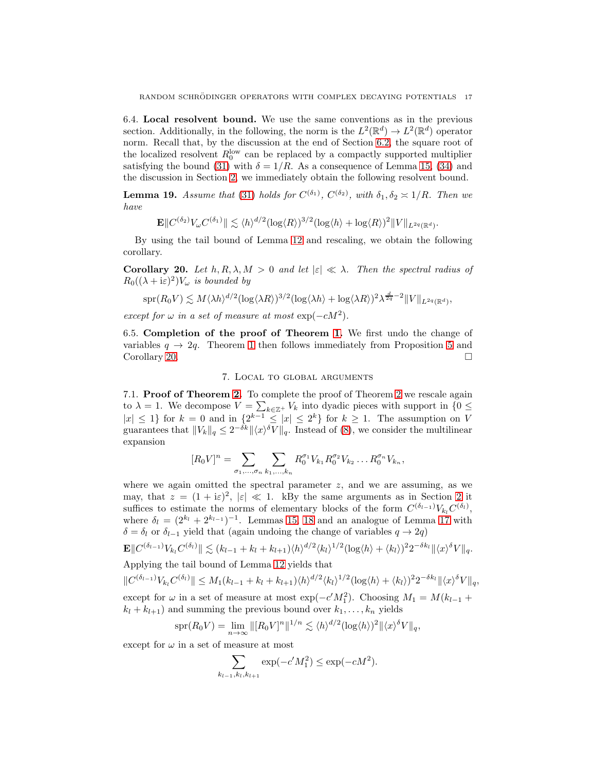6.4. **Local resolvent bound.** We use the same conventions as in the previous section. Additionally, in the following, the norm is the $L^2(\mathbb{R}^d) \to L^2(\mathbb{R}^d)$ operator norm. Recall that, by the discussion at the end of Section 6.2, the square root of the localized resolvent $R_0^{\mathrm{low}}$ can be replaced by a compactly supported multiplier satisfying the bound (31) with $\delta = 1/R$. As a consequence of Lemma 15, (34) and the discussion in Section 2, we immediately obtain the following resolvent bound.

**Lemma 19.** *Assume that (31) holds for $C^{(\delta_1)}$, $C^{(\delta_2)}$, with $\delta_1, \delta_2 \asymp 1/R$. Then we have*

$$\mathbf{E}\|C^{(\delta_2)} V_\omega C^{(\delta_1)}\| \lesssim \langle h\rangle^{d/2} (\log\langle R\rangle)^{3/2} (\log\langle h\rangle + \log\langle R\rangle)^2 \|V\|_{L^{2q}(\mathbb{R}^d)}.$$

By using the tail bound of Lemma 12 and rescaling, we obtain the following corollary.

**Corollary 20.** *Let $h, R, \lambda, M > 0$ and let $|\varepsilon| \ll \lambda$. Then the spectral radius of $R_0((\lambda + \mathrm{i}\varepsilon)^2) V_\omega$ is bounded by*

$$\mathrm{spr}(R_0 V) \lesssim M \langle \lambda h\rangle^{d/2} (\log\langle \lambda R\rangle)^{3/2} (\log\langle \lambda h\rangle + \log\langle \lambda R\rangle)^2 \lambda^{\frac{d}{2q}-2} \|V\|_{L^{2q}(\mathbb{R}^d)},$$

*except for $\omega$ in a set of measure at most $\exp(-cM^2)$.*

6.5. **Completion of the proof of Theorem 1.** We first undo the change of variables $q \to 2q$. Theorem 1 then follows immediately from Proposition 5 and Corollary 20. $\square$

## 7. Local to global arguments

7.1. **Proof of Theorem 2.** To complete the proof of Theorem 2 we rescale again to $\lambda = 1$. We decompose $V = \sum_{k \in \mathbb{Z}^+} V_k$ into dyadic pieces with support in $\{0 \leq |x| \leq 1\}$ for $k = 0$ and in $\{2^{k-1} \leq |x| \leq 2^k\}$ for $k \geq 1$. The assumption on $V$ guarantees that $\|V_k\|_q \leq 2^{-\delta k} \|\langle x\rangle^\delta V\|_q$. Instead of (8), we consider the multilinear expansion

$$[R_0 V]^n = \sum_{\sigma_1, \dots, \sigma_n} \sum_{k_1, \dots, k_n} R_0^{\sigma_1} V_{k_1} R_0^{\sigma_2} V_{k_2} \dots R_0^{\sigma_n} V_{k_n},$$

where we again omitted the spectral parameter $z$, and we are assuming, as we may, that $z = (1 + \mathrm{i}\varepsilon)^2$, $|\varepsilon| \ll 1$. kBy the same arguments as in Section 2 it suffices to estimate the norms of elementary blocks of the form $C^{(\delta_{l-1})} V_{k_l} C^{(\delta_l)}$, where $\delta_l = (2^{k_l} + 2^{k_{l-1}})^{-1}$. Lemmas 15, 18 and an analogue of Lemma 17 with $\delta = \delta_l$ or $\delta_{l-1}$ yield that (again undoing the change of variables $q \to 2q$)

$$\mathbf{E}\|C^{(\delta_{l-1})} V_{k_l} C^{(\delta_l)}\| \lesssim (k_{l-1} + k_l + k_{l+1}) \langle h\rangle^{d/2} \langle k_l\rangle^{1/2} (\log\langle h\rangle + \langle k_l\rangle)^2 2^{-\delta k_l} \|\langle x\rangle^\delta V\|_q.$$

Applying the tail bound of Lemma 12 yields that

$$\|C^{(\delta_{l-1})} V_{k_l} C^{(\delta_l)}\| \leq M_1 (k_{l-1} + k_l + k_{l+1}) \langle h\rangle^{d/2} \langle k_l\rangle^{1/2} (\log\langle h\rangle + \langle k_l\rangle)^2 2^{-\delta k_l} \|\langle x\rangle^\delta V\|_q,$$

except for $\omega$ in a set of measure at most $\exp(-c' M_1^2)$. Choosing $M_1 = M(k_{l-1} + k_l + k_{l+1})$ and summing the previous bound over $k_1, \dots, k_n$ yields

$$\mathrm{spr}(R_0 V) = \lim_{n\to\infty} \|[R_0 V]^n\|^{1/n} \lesssim \langle h\rangle^{d/2} (\log\langle h\rangle)^2 \|\langle x\rangle^\delta V\|_q,$$

except for $\omega$ in a set of measure at most

$$\sum_{k_{l-1}, k_l, k_{l+1}} \exp(-c' M_1^2) \leq \exp(-cM^2).$$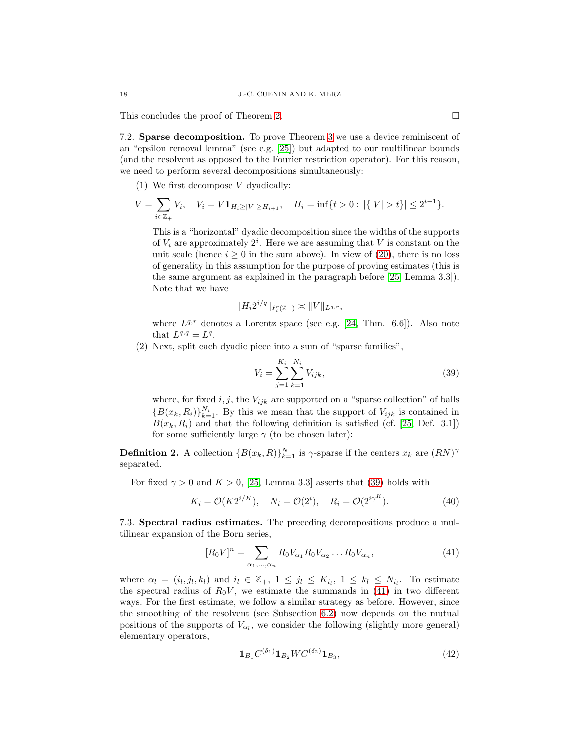This concludes the proof of Theorem 2. $\square$

7.2. **Sparse decomposition.** To prove Theorem 3 we use a device reminiscent of an "epsilon removal lemma" (see e.g. [25]) but adapted to our multilinear bounds (and the resolvent as opposed to the Fourier restriction operator). For this reason, we need to perform several decompositions simultaneously:

(1) We first decompose $V$ dyadically:

$$V = \sum_{i \in \mathbb{Z}_+} V_i, \quad V_i = V \mathbf{1}_{H_i \geq |V| \geq H_{i+1}}, \quad H_i = \inf\{t > 0 : |\{|V| > t\}| \leq 2^{i-1}\}.$$

This is a "horizontal" dyadic decomposition since the widths of the supports of $V_i$ are approximately $2^i$. Here we are assuming that $V$ is constant on the unit scale (hence $i \geq 0$ in the sum above). In view of (20), there is no loss of generality in this assumption for the purpose of proving estimates (this is the same argument as explained in the paragraph before [25, Lemma 3.3]). Note that we have

$$\|H_i 2^{i/q}\|_{\ell_i^r(\mathbb{Z}_+)} \asymp \|V\|_{L^{q,r}},$$

where $L^{q,r}$ denotes a Lorentz space (see e.g. [24, Thm. 6.6]). Also note that $L^{q,q} = L^q$.

(2) Next, split each dyadic piece into a sum of "sparse families",

$$V_i = \sum_{j=1}^{K_i} \sum_{k=1}^{N_i} V_{ijk}, \tag{39}$$

where, for fixed $i, j$, the $V_{ijk}$ are supported on a "sparse collection" of balls $\{B(x_k, R_i)\}_{k=1}^{N_i}$. By this we mean that the support of $V_{ijk}$ is contained in $B(x_k, R_i)$ and that the following definition is satisfied (cf. [25, Def. 3.1]) for some sufficiently large $\gamma$ (to be chosen later):

**Definition 2.** A collection $\{B(x_k, R)\}_{k=1}^N$ is $\gamma$-sparse if the centers $x_k$ are $(RN)^\gamma$ separated.

For fixed $\gamma > 0$ and $K > 0$, [25, Lemma 3.3] asserts that (39) holds with

$$K_i = \mathcal{O}(K 2^{i/K}), \quad N_i = \mathcal{O}(2^i), \quad R_i = \mathcal{O}(2^{i\gamma^K}). \tag{40}$$

7.3. **Spectral radius estimates.** The preceding decompositions produce a multilinear expansion of the Born series,

$$[R_0 V]^n = \sum_{\alpha_1, \ldots, \alpha_n} R_0 V_{\alpha_1} R_0 V_{\alpha_2} \ldots R_0 V_{\alpha_n}, \tag{41}$$

where $\alpha_l = (i_l, j_l, k_l)$ and $i_l \in \mathbb{Z}_+$, $1 \leq j_l \leq K_{i_l}$, $1 \leq k_l \leq N_{i_l}$. To estimate the spectral radius of $R_0 V$, we estimate the summands in (41) in two different ways. For the first estimate, we follow a similar strategy as before. However, since the smoothing of the resolvent (see Subsection 6.2) now depends on the mutual positions of the supports of $V_{\alpha_l}$, we consider the following (slightly more general) elementary operators,

$$\mathbf{1}_{B_1} C^{(\delta_1)} \mathbf{1}_{B_2} W C^{(\delta_2)} \mathbf{1}_{B_3}, \tag{42}$$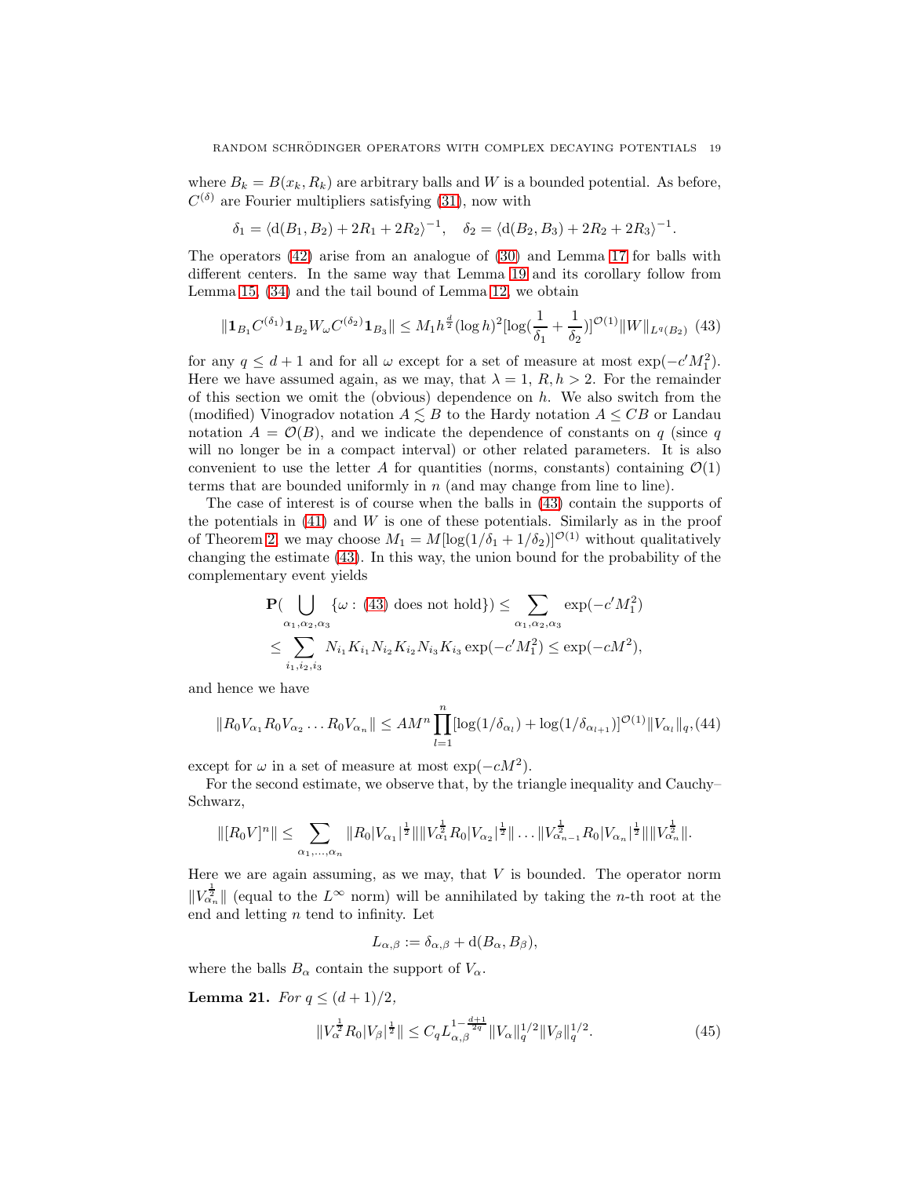where $B_k = B(x_k, R_k)$ are arbitrary balls and $W$ is a bounded potential. As before, $C^{(\delta)}$ are Fourier multipliers satisfying (31), now with

$$\delta_1 = \langle \mathrm{d}(B_1, B_2) + 2R_1 + 2R_2\rangle^{-1}, \quad \delta_2 = \langle \mathrm{d}(B_2, B_3) + 2R_2 + 2R_3\rangle^{-1}.$$

The operators (42) arise from an analogue of (30) and Lemma 17 for balls with different centers. In the same way that Lemma 19 and its corollary follow from Lemma 15, (34) and the tail bound of Lemma 12, we obtain

$$\|\mathbf{1}_{B_1} C^{(\delta_1)} \mathbf{1}_{B_2} W_\omega C^{(\delta_2)} \mathbf{1}_{B_3}\| \leq M_1 h^{\frac{d}{2}} (\log h)^2 [\log(\frac{1}{\delta_1} + \frac{1}{\delta_2})]^{\mathcal{O}(1)} \|W\|_{L^q(B_2)} \quad (43)$$

for any $q \leq d+1$ and for all $\omega$ except for a set of measure at most $\exp(-c' M_1^2)$. Here we have assumed again, as we may, that $\lambda = 1$, $R, h > 2$. For the remainder of this section we omit the (obvious) dependence on $h$. We also switch from the (modified) Vinogradov notation $A \lesssim B$ to the Hardy notation $A \leq CB$ or Landau notation $A = \mathcal{O}(B)$, and we indicate the dependence of constants on $q$ (since $q$ will no longer be in a compact interval) or other related parameters. It is also convenient to use the letter $A$ for quantities (norms, constants) containing $\mathcal{O}(1)$ terms that are bounded uniformly in $n$ (and may change from line to line).

The case of interest is of course when the balls in (43) contain the supports of the potentials in (41) and $W$ is one of these potentials. Similarly as in the proof of Theorem 2, we may choose $M_1 = M[\log(1/\delta_1 + 1/\delta_2)]^{\mathcal{O}(1)}$ without qualitatively changing the estimate (43). In this way, the union bound for the probability of the complementary event yields

$$\begin{aligned}
\mathbf{P}(\bigcup_{\alpha_1,\alpha_2,\alpha_3} \{\omega : (43) \text{ does not hold}\}) &\leq \sum_{\alpha_1,\alpha_2,\alpha_3} \exp(-c' M_1^2) \\
&\leq \sum_{i_1,i_2,i_3} N_{i_1} K_{i_1} N_{i_2} K_{i_2} N_{i_3} K_{i_3} \exp(-c' M_1^2) \leq \exp(-cM^2),
\end{aligned}$$

and hence we have

$$\|R_0 V_{\alpha_1} R_0 V_{\alpha_2} \dots R_0 V_{\alpha_n}\| \leq A M^n \prod_{l=1}^{n} [\log(1/\delta_{\alpha_l}) + \log(1/\delta_{\alpha_{l+1}})]^{\mathcal{O}(1)} \|V_{\alpha_l}\|_q, \quad (44)$$

except for $\omega$ in a set of measure at most $\exp(-cM^2)$.

For the second estimate, we observe that, by the triangle inequality and Cauchy–Schwarz,

$$\|[R_0 V]^n\| \leq \sum_{\alpha_1,\dots,\alpha_n} \|R_0 |V_{\alpha_1}|^{\frac{1}{2}}\| \|V_{\alpha_1}^{\frac{1}{2}} R_0 |V_{\alpha_2}|^{\frac{1}{2}}\| \dots \|V_{\alpha_{n-1}}^{\frac{1}{2}} R_0 |V_{\alpha_n}|^{\frac{1}{2}}\| \|V_{\alpha_n}^{\frac{1}{2}}\|.$$

Here we are again assuming, as we may, that $V$ is bounded. The operator norm $\|V_{\alpha_n}^{\frac{1}{2}}\|$ (equal to the $L^\infty$ norm) will be annihilated by taking the $n$-th root at the end and letting $n$ tend to infinity. Let

$$L_{\alpha,\beta} := \delta_{\alpha,\beta} + \mathrm{d}(B_\alpha, B_\beta),$$

where the balls $B_\alpha$ contain the support of $V_\alpha$.

**Lemma 21.** *For $q \leq (d+1)/2$,*

$$\|V_\alpha^{\frac{1}{2}} R_0 |V_\beta|^{\frac{1}{2}}\| \leq C_q L_{\alpha,\beta}^{1-\frac{d+1}{2q}} \|V_\alpha\|_q^{1/2} \|V_\beta\|_q^{1/2}. \quad (45)$$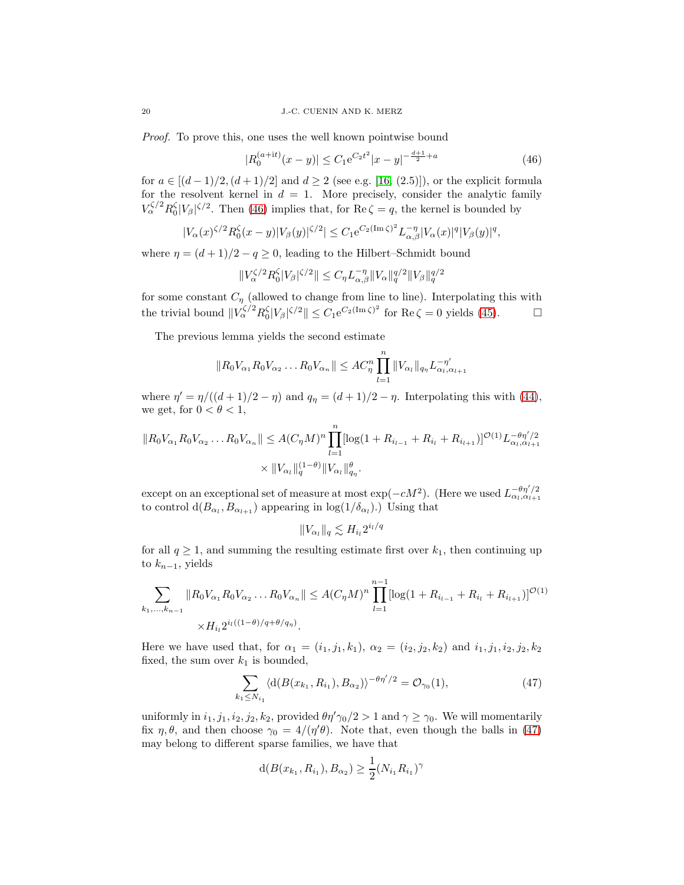*Proof.* To prove this, one uses the well known pointwise bound

$$|R_0^{(a+\mathrm{i}t)}(x-y)| \leq C_1 \mathrm{e}^{C_2 t^2} |x-y|^{-\frac{d+1}{2}+a} \tag{46}$$

for $a \in [(d-1)/2, (d+1)/2]$ and $d \geq 2$ (see e.g. [16, (2.5)]), or the explicit formula for the resolvent kernel in $d = 1$. More precisely, consider the analytic family $V_\alpha^{\zeta/2} R_0^\zeta |V_\beta|^{\zeta/2}$. Then (46) implies that, for $\operatorname{Re}\zeta = q$, the kernel is bounded by

$$|V_\alpha(x)^{\zeta/2} R_0^\zeta(x-y) |V_\beta(y)|^{\zeta/2}| \leq C_1 \mathrm{e}^{C_2 (\operatorname{Im}\zeta)^2} L_{\alpha,\beta}^{-\eta} |V_\alpha(x)|^q |V_\beta(y)|^q,$$

where $\eta = (d+1)/2 - q \geq 0$, leading to the Hilbert–Schmidt bound

$$\|V_\alpha^{\zeta/2} R_0^\zeta |V_\beta|^{\zeta/2}\| \leq C_\eta L_{\alpha,\beta}^{-\eta} \|V_\alpha\|_q^{q/2} \|V_\beta\|_q^{q/2}$$

for some constant $C_\eta$ (allowed to change from line to line). Interpolating this with the trivial bound $\|V_\alpha^{\zeta/2} R_0^\zeta |V_\beta|^{\zeta/2}\| \leq C_1 \mathrm{e}^{C_2 (\operatorname{Im}\zeta)^2}$ for $\operatorname{Re}\zeta = 0$ yields (45). $\square$

The previous lemma yields the second estimate

$$\|R_0 V_{\alpha_1} R_0 V_{\alpha_2} \dots R_0 V_{\alpha_n}\| \leq A C_\eta^n \prod_{l=1}^n \|V_{\alpha_l}\|_{q_\eta} L_{\alpha_l,\alpha_{l+1}}^{-\eta'}$$

where $\eta' = \eta/((d+1)/2 - \eta)$ and $q_\eta = (d+1)/2 - \eta$. Interpolating this with (44), we get, for $0 < \theta < 1$,

$$\begin{aligned} \|R_0 V_{\alpha_1} R_0 V_{\alpha_2} \dots R_0 V_{\alpha_n}\| \leq A (C_\eta M)^n \prod_{l=1}^n & [\log(1 + R_{i_{l-1}} + R_{i_l} + R_{i_{l+1}})]^{\mathcal{O}(1)} L_{\alpha_l,\alpha_{l+1}}^{-\theta\eta'/2} \\ & \times \|V_{\alpha_l}\|_q^{(1-\theta)} \|V_{\alpha_l}\|_{q_\eta}^\theta. \end{aligned}$$

except on an exceptional set of measure at most $\exp(-cM^2)$. (Here we used $L_{\alpha_l,\alpha_{l+1}}^{-\theta\eta'/2}$ to control $\mathrm{d}(B_{\alpha_l}, B_{\alpha_{l+1}})$ appearing in $\log(1/\delta_{\alpha_l})$.) Using that

$$\|V_{\alpha_l}\|_q \lesssim H_{i_l} 2^{i_l/q}$$

for all $q \geq 1$, and summing the resulting estimate first over $k_1$, then continuing up to $k_{n-1}$, yields

$$\begin{aligned} \sum_{k_1,\dots,k_{n-1}} \|R_0 V_{\alpha_1} R_0 V_{\alpha_2} \dots R_0 V_{\alpha_n}\| \leq A (C_\eta M)^n & \prod_{l=1}^{n-1} [\log(1 + R_{i_{l-1}} + R_{i_l} + R_{i_{l+1}})]^{\mathcal{O}(1)} \\ \times H_{i_l} 2^{i_l((1-\theta)/q + \theta/q_\eta)}. & \end{aligned}$$

Here we have used that, for $\alpha_1 = (i_1, j_1, k_1)$, $\alpha_2 = (i_2, j_2, k_2)$ and $i_1, j_1, i_2, j_2, k_2$ fixed, the sum over $k_1$ is bounded,

$$\sum_{k_1 \leq N_{i_1}} \langle \mathrm{d}(B(x_{k_1}, R_{i_1}), B_{\alpha_2}) \rangle^{-\theta\eta'/2} = \mathcal{O}_{\gamma_0}(1), \tag{47}$$

uniformly in $i_1, j_1, i_2, j_2, k_2$, provided $\theta\eta'\gamma_0/2 > 1$ and $\gamma \geq \gamma_0$. We will momentarily fix $\eta, \theta$, and then choose $\gamma_0 = 4/(\eta'\theta)$. Note that, even though the balls in (47) may belong to different sparse families, we have that

$$\mathrm{d}(B(x_{k_1}, R_{i_1}), B_{\alpha_2}) \geq \frac{1}{2} (N_{i_1} R_{i_1})^\gamma$$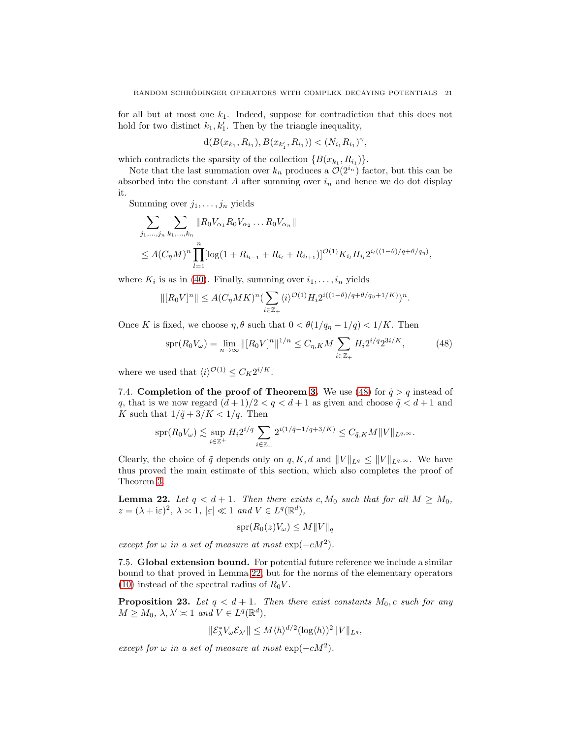for all but at most one $k_1$. Indeed, suppose for contradiction that this does not hold for two distinct $k_1, k_1'$. Then by the triangle inequality,

$$\mathrm{d}(B(x_{k_1}, R_{i_1}), B(x_{k_1'}, R_{i_1})) < (N_{i_1} R_{i_1})^{\gamma},$$

which contradicts the sparsity of the collection $\{B(x_{k_1}, R_{i_1})\}$.

Note that the last summation over $k_n$ produces a $\mathcal{O}(2^{i_n})$ factor, but this can be absorbed into the constant $A$ after summing over $i_n$ and hence we do dot display it.

Summing over $j_1, \dots, j_n$ yields

$$\begin{aligned}
&\sum_{j_1,\dots,j_n} \sum_{k_1,\dots,k_n} \|R_0 V_{\alpha_1} R_0 V_{\alpha_2} \dots R_0 V_{\alpha_n}\| \\
&\leq A (C_\eta M)^n \prod_{l=1}^{n} [\log(1 + R_{i_{l-1}} + R_{i_l} + R_{i_{l+1}})]^{\mathcal{O}(1)} K_{i_l} H_{i_l} 2^{i_l((1-\theta)/q + \theta/q_\eta)},
\end{aligned}$$

where $K_i$ is as in (40). Finally, summing over $i_1, \dots, i_n$ yields

$$\|[R_0 V]^n\| \leq A (C_\eta M K)^n \Big(\sum_{i \in \mathbb{Z}_+} \langle i \rangle^{\mathcal{O}(1)} H_i 2^{i((1-\theta)/q + \theta/q_\eta + 1/K)}\Big)^n.$$

Once $K$ is fixed, we choose $\eta, \theta$ such that $0 < \theta(1/q_\eta - 1/q) < 1/K$. Then

$$\mathrm{spr}(R_0 V_\omega) = \lim_{n\to\infty} \|[R_0 V]^n\|^{1/n} \leq C_{\eta,K} M \sum_{i \in \mathbb{Z}_+} H_i 2^{i/q} 2^{3i/K}, \tag{48}$$

where we used that $\langle i \rangle^{\mathcal{O}(1)} \leq C_K 2^{i/K}$.

## 7.4. Completion of the proof of Theorem 3.

We use (48) for $\tilde{q} > q$ instead of $q$, that is we now regard $(d+1)/2 < q < d+1$ as given and choose $\tilde{q} < d+1$ and $K$ such that $1/\tilde{q} + 3/K < 1/q$. Then

$$\mathrm{spr}(R_0 V_\omega) \lesssim \sup_{i \in \mathbb{Z}^+} H_i 2^{i/q} \sum_{i \in \mathbb{Z}_+} 2^{i(1/\tilde{q} - 1/q + 3/K)} \leq C_{\tilde{q},K} M \|V\|_{L^{q,\infty}}.$$

Clearly, the choice of $\tilde{q}$ depends only on $q, K, d$ and $\|V\|_{L^q} \leq \|V\|_{L^{q,\infty}}$. We have thus proved the main estimate of this section, which also completes the proof of Theorem 3.

**Lemma 22.** *Let $q < d+1$. Then there exists $c, M_0$ such that for all $M \geq M_0$, $z = (\lambda + \mathrm{i}\varepsilon)^2$, $\lambda \asymp 1$, $|\varepsilon| \ll 1$ and $V \in L^q(\mathbb{R}^d)$,*

$$\mathrm{spr}(R_0(z) V_\omega) \leq M \|V\|_q$$

*except for $\omega$ in a set of measure at most $\exp(-cM^2)$.*

## 7.5. Global extension bound.

For potential future reference we include a similar bound to that proved in Lemma 22, but for the norms of the elementary operators (10) instead of the spectral radius of $R_0 V$.

**Proposition 23.** *Let $q < d+1$. Then there exist constants $M_0, c$ such for any $M \geq M_0$, $\lambda, \lambda' \asymp 1$ and $V \in L^q(\mathbb{R}^d)$,*

$$\|\mathcal{E}_\lambda^* V_\omega \mathcal{E}_{\lambda'}\| \leq M \langle h \rangle^{d/2} (\log\langle h \rangle)^2 \|V\|_{L^q},$$

*except for $\omega$ in a set of measure at most $\exp(-cM^2)$.*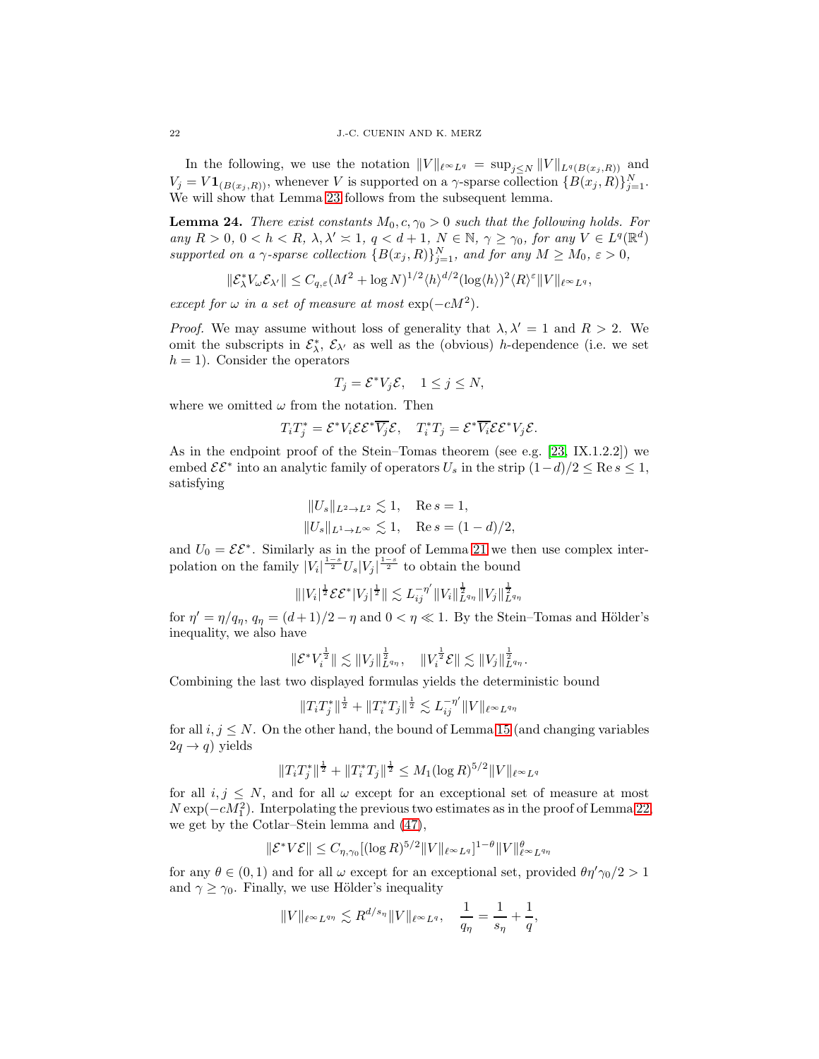In the following, we use the notation $\|V\|_{\ell^\infty L^q} = \sup_{j\leq N} \|V\|_{L^q(B(x_j,R))}$ and $V_j = V\mathbf{1}_{(B(x_j,R))}$, whenever $V$ is supported on a $\gamma$-sparse collection $\{B(x_j,R)\}_{j=1}^N$. We will show that Lemma 23 follows from the subsequent lemma.

**Lemma 24.** *There exist constants $M_0, c, \gamma_0 > 0$ such that the following holds. For any $R > 0$, $0 < h < R$, $\lambda, \lambda' \asymp 1$, $q < d+1$, $N \in \mathbb{N}$, $\gamma \geq \gamma_0$, for any $V \in L^q(\mathbb{R}^d)$ supported on a $\gamma$-sparse collection $\{B(x_j,R)\}_{j=1}^N$, and for any $M \geq M_0$, $\varepsilon > 0$,*

$$\|\mathcal{E}_\lambda^* V_\omega \mathcal{E}_{\lambda'}\| \leq C_{q,\varepsilon}(M^2 + \log N)^{1/2} \langle h\rangle^{d/2} (\log\langle h\rangle)^2 \langle R\rangle^\varepsilon \|V\|_{\ell^\infty L^q},$$

*except for $\omega$ in a set of measure at most $\exp(-cM^2)$.*

*Proof.* We may assume without loss of generality that $\lambda, \lambda' = 1$ and $R > 2$. We omit the subscripts in $\mathcal{E}_\lambda^*$, $\mathcal{E}_{\lambda'}$ as well as the (obvious) $h$-dependence (i.e. we set $h = 1$). Consider the operators

$$T_j = \mathcal{E}^* V_j \mathcal{E}, \quad 1 \leq j \leq N,$$

where we omitted $\omega$ from the notation. Then

$$T_i T_j^* = \mathcal{E}^* V_i \mathcal{E}\mathcal{E}^* \overline{V_j} \mathcal{E}, \quad T_i^* T_j = \mathcal{E}^* \overline{V_i} \mathcal{E}\mathcal{E}^* V_j \mathcal{E}.$$

As in the endpoint proof of the Stein–Tomas theorem (see e.g. [23, IX.1.2.2]) we embed $\mathcal{E}\mathcal{E}^*$ into an analytic family of operators $U_s$ in the strip $(1-d)/2 \leq \operatorname{Re} s \leq 1$, satisfying

$$\|U_s\|_{L^2\to L^2} \lesssim 1, \quad \operatorname{Re} s = 1,$$
$$\|U_s\|_{L^1\to L^\infty} \lesssim 1, \quad \operatorname{Re} s = (1-d)/2,$$

and $U_0 = \mathcal{E}\mathcal{E}^*$. Similarly as in the proof of Lemma 21 we then use complex interpolation on the family $|V_i|^{\frac{1-s}{2}} U_s |V_j|^{\frac{1-s}{2}}$ to obtain the bound

$$\||V_i|^{\frac12} \mathcal{E}\mathcal{E}^* |V_j|^{\frac12}\| \lesssim L_{ij}^{-\eta'} \|V_i\|_{L^{q_\eta}}^{\frac12} \|V_j\|_{L^{q_\eta}}^{\frac12}$$

for $\eta' = \eta/q_\eta$, $q_\eta = (d+1)/2 - \eta$ and $0 < \eta \ll 1$. By the Stein–Tomas and Hölder's inequality, we also have

$$\|\mathcal{E}^* V_i^{\frac12}\| \lesssim \|V_j\|_{L^{q_\eta}}^{\frac12}, \quad \|V_i^{\frac12}\mathcal{E}\| \lesssim \|V_j\|_{L^{q_\eta}}^{\frac12}.$$

Combining the last two displayed formulas yields the deterministic bound

$$\|T_i T_j^*\|^{\frac12} + \|T_i^* T_j\|^{\frac12} \lesssim L_{ij}^{-\eta'} \|V\|_{\ell^\infty L^{q_\eta}}$$

for all $i, j \leq N$. On the other hand, the bound of Lemma 15 (and changing variables $2q \to q$) yields

$$\|T_i T_j^*\|^{\frac12} + \|T_i^* T_j\|^{\frac12} \leq M_1 (\log R)^{5/2} \|V\|_{\ell^\infty L^q}$$

for all $i, j \leq N$, and for all $\omega$ except for an exceptional set of measure at most $N\exp(-cM_1^2)$. Interpolating the previous two estimates as in the proof of Lemma 22 we get by the Cotlar–Stein lemma and (47),

$$\|\mathcal{E}^* V \mathcal{E}\| \leq C_{\eta,\gamma_0} [(\log R)^{5/2} \|V\|_{\ell^\infty L^q}]^{1-\theta} \|V\|_{\ell^\infty L^{q_\eta}}^\theta$$

for any $\theta \in (0,1)$ and for all $\omega$ except for an exceptional set, provided $\theta\eta'\gamma_0/2 > 1$ and $\gamma \geq \gamma_0$. Finally, we use Hölder's inequality

$$\|V\|_{\ell^\infty L^{q_\eta}} \lesssim R^{d/s_\eta} \|V\|_{\ell^\infty L^q}, \quad \frac{1}{q_\eta} = \frac{1}{s_\eta} + \frac{1}{q},$$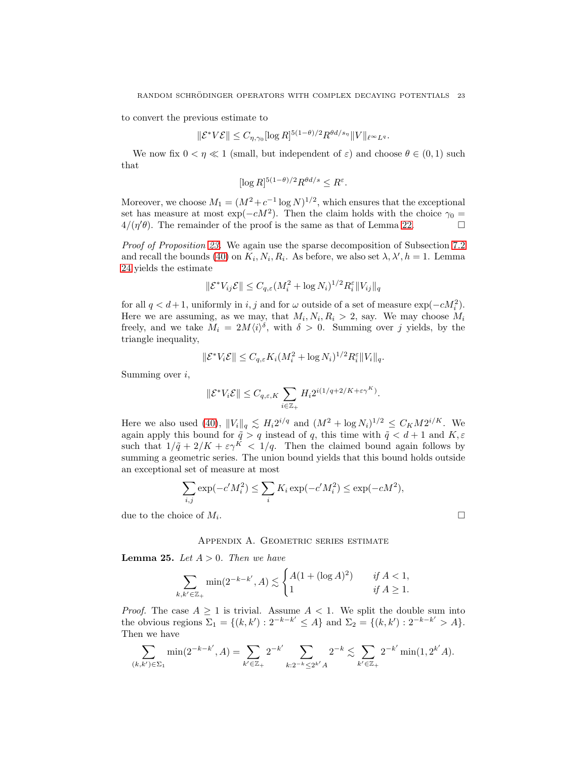to convert the previous estimate to

$$\|\mathcal{E}^* V \mathcal{E}\| \leq C_{\eta,\gamma_0} [\log R]^{5(1-\theta)/2} R^{\theta d/s_\eta} \|V\|_{\ell^\infty L^q}.$$

We now fix $0 < \eta \ll 1$ (small, but independent of $\varepsilon$) and choose $\theta \in (0,1)$ such that

$$[\log R]^{5(1-\theta)/2} R^{\theta d/s} \leq R^{\varepsilon}.$$

Moreover, we choose $M_1 = (M^2 + c^{-1} \log N)^{1/2}$, which ensures that the exceptional set has measure at most $\exp(-cM^2)$. Then the claim holds with the choice $\gamma_0 = 4/(\eta'\theta)$. The remainder of the proof is the same as that of Lemma 22. $\square$

*Proof of Proposition 23.* We again use the sparse decomposition of Subsection 7.2 and recall the bounds (40) on $K_i, N_i, R_i$. As before, we also set $\lambda, \lambda', h = 1$. Lemma 24 yields the estimate

$$\|\mathcal{E}^* V_{ij} \mathcal{E}\| \leq C_{q,\varepsilon} (M_i^2 + \log N_i)^{1/2} R_i^{\varepsilon} \|V_{ij}\|_q$$

for all $q < d+1$, uniformly in $i, j$ and for $\omega$ outside of a set of measure $\exp(-cM_i^2)$. Here we are assuming, as we may, that $M_i, N_i, R_i > 2$, say. We may choose $M_i$ freely, and we take $M_i = 2M\langle i \rangle^{\delta}$, with $\delta > 0$. Summing over $j$ yields, by the triangle inequality,

$$\|\mathcal{E}^* V_i \mathcal{E}\| \leq C_{q,\varepsilon} K_i (M_i^2 + \log N_i)^{1/2} R_i^{\varepsilon} \|V_i\|_q.$$

Summing over $i$,

$$\|\mathcal{E}^* V_i \mathcal{E}\| \leq C_{q,\varepsilon,K} \sum_{i \in \mathbb{Z}_+} H_i 2^{i(1/q + 2/K + \varepsilon\gamma^K)}.$$

Here we also used (40), $\|V_i\|_q \lesssim H_i 2^{i/q}$ and $(M^2 + \log N_i)^{1/2} \leq C_K M 2^{i/K}$. We again apply this bound for $\tilde{q} > q$ instead of $q$, this time with $\tilde{q} < d+1$ and $K, \varepsilon$ such that $1/\tilde{q} + 2/K + \varepsilon\gamma^K < 1/q$. Then the claimed bound again follows by summing a geometric series. The union bound yields that this bound holds outside an exceptional set of measure at most

$$\sum_{i,j} \exp(-c' M_i^2) \leq \sum_i K_i \exp(-c' M_i^2) \leq \exp(-cM^2),$$

due to the choice of $M_i$. $\square$

## Appendix A. Geometric series estimate

**Lemma 25.** *Let $A > 0$. Then we have*

$$\sum_{k,k' \in \mathbb{Z}_+} \min(2^{-k-k'}, A) \lesssim \begin{cases} A(1 + (\log A)^2) & \text{if } A < 1, \\ 1 & \text{if } A \geq 1. \end{cases}$$

*Proof.* The case $A \geq 1$ is trivial. Assume $A < 1$. We split the double sum into the obvious regions $\Sigma_1 = \{(k,k') : 2^{-k-k'} \leq A\}$ and $\Sigma_2 = \{(k,k') : 2^{-k-k'} > A\}$. Then we have

$$\sum_{(k,k') \in \Sigma_1} \min(2^{-k-k'}, A) = \sum_{k' \in \mathbb{Z}_+} 2^{-k'} \sum_{k : 2^{-k} \leq 2^{k'} A} 2^{-k} \lesssim \sum_{k' \in \mathbb{Z}_+} 2^{-k'} \min(1, 2^{k'} A).$$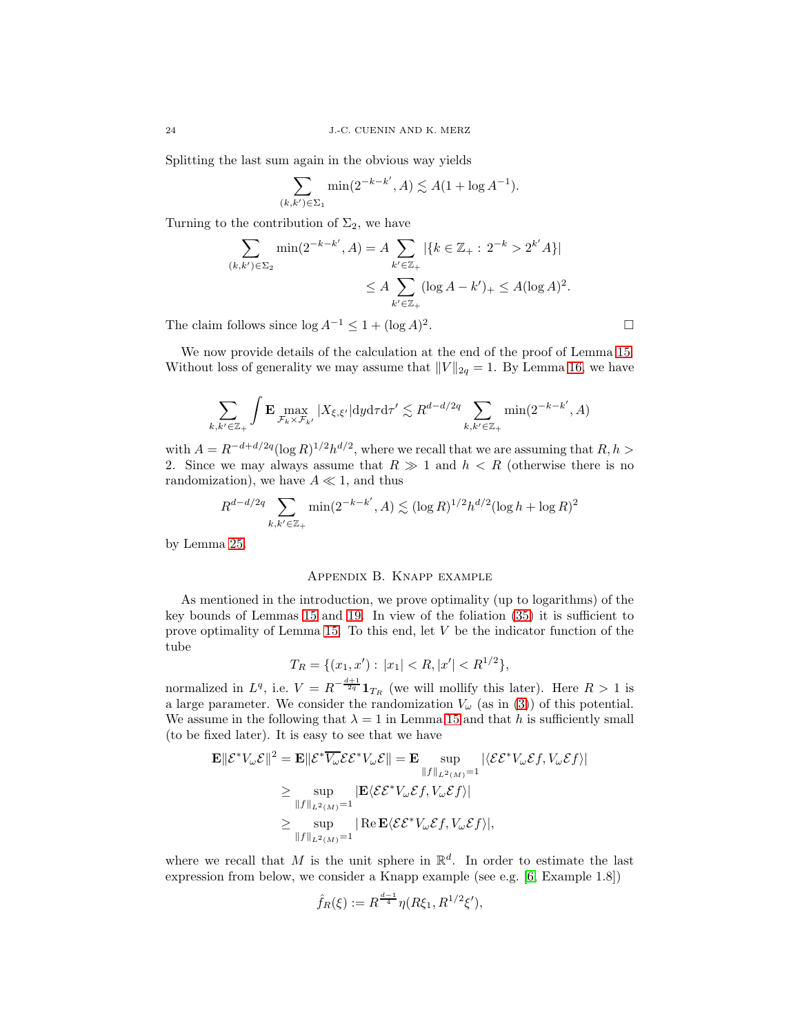Splitting the last sum again in the obvious way yields

$$\sum_{(k,k')\in\Sigma_1} \min(2^{-k-k'}, A) \lesssim A(1+\log A^{-1}).$$

Turning to the contribution of $\Sigma_2$, we have

$$\begin{aligned}
\sum_{(k,k')\in\Sigma_2} \min(2^{-k-k'}, A) &= A \sum_{k'\in\mathbb{Z}_+} |\{k\in\mathbb{Z}_+ :\, 2^{-k} > 2^{k'}A\}| \\
&\leq A \sum_{k'\in\mathbb{Z}_+} (\log A - k')_+ \leq A(\log A)^2.
\end{aligned}$$

The claim follows since $\log A^{-1} \leq 1 + (\log A)^2$. $\square$

We now provide details of the calculation at the end of the proof of Lemma 15. Without loss of generality we may assume that $\|V\|_{2q} = 1$. By Lemma 16, we have

$$\sum_{k,k'\in\mathbb{Z}_+} \int \mathbf{E} \max_{\mathcal{F}_k\times\mathcal{F}_{k'}} |X_{\xi,\xi'}| \mathrm{d}y\mathrm{d}\tau\mathrm{d}\tau' \lesssim R^{d-d/2q} \sum_{k,k'\in\mathbb{Z}_+} \min(2^{-k-k'}, A)$$

with $A = R^{-d+d/2q}(\log R)^{1/2}h^{d/2}$, where we recall that we are assuming that $R, h > 2$. Since we may always assume that $R \gg 1$ and $h < R$ (otherwise there is no randomization), we have $A \ll 1$, and thus

$$R^{d-d/2q} \sum_{k,k'\in\mathbb{Z}_+} \min(2^{-k-k'}, A) \lesssim (\log R)^{1/2} h^{d/2} (\log h + \log R)^2$$

by Lemma 25.

## Appendix B. Knapp example

As mentioned in the introduction, we prove optimality (up to logarithms) of the key bounds of Lemmas 15 and 19. In view of the foliation (35) it is sufficient to prove optimality of Lemma 15. To this end, let $V$ be the indicator function of the tube

$$T_R = \{(x_1, x') :\, |x_1| < R, |x'| < R^{1/2}\},$$

normalized in $L^q$, i.e. $V = R^{-\frac{d+1}{2q}}\mathbf{1}_{T_R}$ (we will mollify this later). Here $R > 1$ is a large parameter. We consider the randomization $V_\omega$ (as in (3)) of this potential. We assume in the following that $\lambda = 1$ in Lemma 15 and that $h$ is sufficiently small (to be fixed later). It is easy to see that we have

$$\begin{aligned}
\mathbf{E}\|\mathcal{E}^*V_\omega\mathcal{E}\|^2 = \mathbf{E}\|\mathcal{E}^*\overline{V_\omega}\mathcal{E}\mathcal{E}^*V_\omega\mathcal{E}\| &= \mathbf{E} \sup_{\|f\|_{L^2(M)}=1} |\langle \mathcal{E}\mathcal{E}^*V_\omega\mathcal{E}f, V_\omega\mathcal{E}f\rangle| \\
&\geq \sup_{\|f\|_{L^2(M)}=1} |\mathbf{E}\langle \mathcal{E}\mathcal{E}^*V_\omega\mathcal{E}f, V_\omega\mathcal{E}f\rangle| \\
&\geq \sup_{\|f\|_{L^2(M)}=1} |\operatorname{Re}\mathbf{E}\langle \mathcal{E}\mathcal{E}^*V_\omega\mathcal{E}f, V_\omega\mathcal{E}f\rangle|,
\end{aligned}$$

where we recall that $M$ is the unit sphere in $\mathbb{R}^d$. In order to estimate the last expression from below, we consider a Knapp example (see e.g. [6, Example 1.8])

$$\hat{f}_R(\xi) := R^{\frac{d-1}{4}}\eta(R\xi_1, R^{1/2}\xi'),$$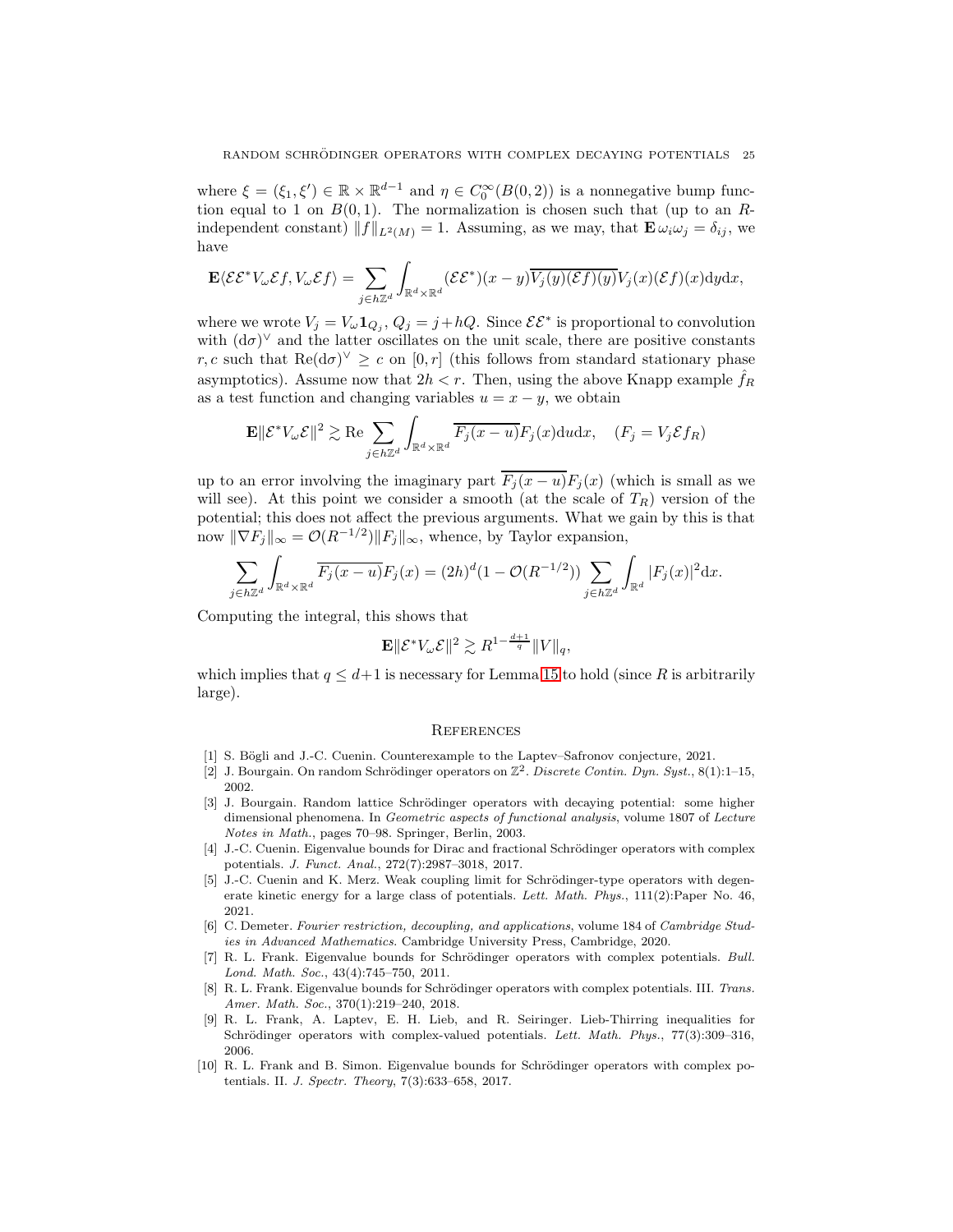where $\xi = (\xi_1, \xi') \in \mathbb{R} \times \mathbb{R}^{d-1}$ and $\eta \in C_0^\infty(B(0,2))$ is a nonnegative bump function equal to 1 on $B(0,1)$. The normalization is chosen such that (up to an $R$-independent constant) $\|f\|_{L^2(M)} = 1$. Assuming, as we may, that $\mathbf{E}\,\omega_i \omega_j = \delta_{ij}$, we have

$$\mathbf{E}\langle \mathcal{E}\mathcal{E}^* V_\omega \mathcal{E} f, V_\omega \mathcal{E} f\rangle = \sum_{j \in h\mathbb{Z}^d} \int_{\mathbb{R}^d \times \mathbb{R}^d} (\mathcal{E}\mathcal{E}^*)(x-y)\overline{V_j(y)(\mathcal{E}f)(y)} V_j(x)(\mathcal{E}f)(x) \mathrm{d}y \mathrm{d}x,$$

where we wrote $V_j = V_\omega \mathbf{1}_{Q_j}$, $Q_j = j + hQ$. Since $\mathcal{E}\mathcal{E}^*$ is proportional to convolution with $(\mathrm{d}\sigma)^\vee$ and the latter oscillates on the unit scale, there are positive constants $r, c$ such that $\mathrm{Re}(\mathrm{d}\sigma)^\vee \geq c$ on $[0, r]$ (this follows from standard stationary phase asymptotics). Assume now that $2h < r$. Then, using the above Knapp example $\hat{f}_R$ as a test function and changing variables $u = x - y$, we obtain

$$\mathbf{E}\|\mathcal{E}^* V_\omega \mathcal{E}\|^2 \gtrsim \mathrm{Re} \sum_{j \in h\mathbb{Z}^d} \int_{\mathbb{R}^d \times \mathbb{R}^d} \overline{F_j(x-u)} F_j(x) \mathrm{d}u \mathrm{d}x, \quad (F_j = V_j \mathcal{E} f_R)$$

up to an error involving the imaginary part $\overline{F_j(x-u)} F_j(x)$ (which is small as we will see). At this point we consider a smooth (at the scale of $T_R$) version of the potential; this does not affect the previous arguments. What we gain by this is that now $\|\nabla F_j\|_\infty = \mathcal{O}(R^{-1/2})\|F_j\|_\infty$, whence, by Taylor expansion,

$$\sum_{j \in h\mathbb{Z}^d} \int_{\mathbb{R}^d \times \mathbb{R}^d} \overline{F_j(x-u)} F_j(x) = (2h)^d (1 - \mathcal{O}(R^{-1/2})) \sum_{j \in h\mathbb{Z}^d} \int_{\mathbb{R}^d} |F_j(x)|^2 \mathrm{d}x.$$

Computing the integral, this shows that

$$\mathbf{E}\|\mathcal{E}^* V_\omega \mathcal{E}\|^2 \gtrsim R^{1 - \frac{d+1}{q}} \|V\|_q,$$

which implies that $q \leq d+1$ is necessary for Lemma 15 to hold (since $R$ is arbitrarily large).

## References

[1] S. Bögli and J.-C. Cuenin. Counterexample to the Laptev–Safronov conjecture, 2021.

[2] J. Bourgain. On random Schrödinger operators on $\mathbb{Z}^2$. *Discrete Contin. Dyn. Syst.*, 8(1):1–15, 2002.

[3] J. Bourgain. Random lattice Schrödinger operators with decaying potential: some higher dimensional phenomena. In *Geometric aspects of functional analysis*, volume 1807 of *Lecture Notes in Math.*, pages 70–98. Springer, Berlin, 2003.

[4] J.-C. Cuenin. Eigenvalue bounds for Dirac and fractional Schrödinger operators with complex potentials. *J. Funct. Anal.*, 272(7):2987–3018, 2017.

[5] J.-C. Cuenin and K. Merz. Weak coupling limit for Schrödinger-type operators with degenerate kinetic energy for a large class of potentials. *Lett. Math. Phys.*, 111(2):Paper No. 46, 2021.

[6] C. Demeter. *Fourier restriction, decoupling, and applications*, volume 184 of *Cambridge Studies in Advanced Mathematics*. Cambridge University Press, Cambridge, 2020.

[7] R. L. Frank. Eigenvalue bounds for Schrödinger operators with complex potentials. *Bull. Lond. Math. Soc.*, 43(4):745–750, 2011.

[8] R. L. Frank. Eigenvalue bounds for Schrödinger operators with complex potentials. III. *Trans. Amer. Math. Soc.*, 370(1):219–240, 2018.

[9] R. L. Frank, A. Laptev, E. H. Lieb, and R. Seiringer. Lieb-Thirring inequalities for Schrödinger operators with complex-valued potentials. *Lett. Math. Phys.*, 77(3):309–316, 2006.

[10] R. L. Frank and B. Simon. Eigenvalue bounds for Schrödinger operators with complex potentials. II. *J. Spectr. Theory*, 7(3):633–658, 2017.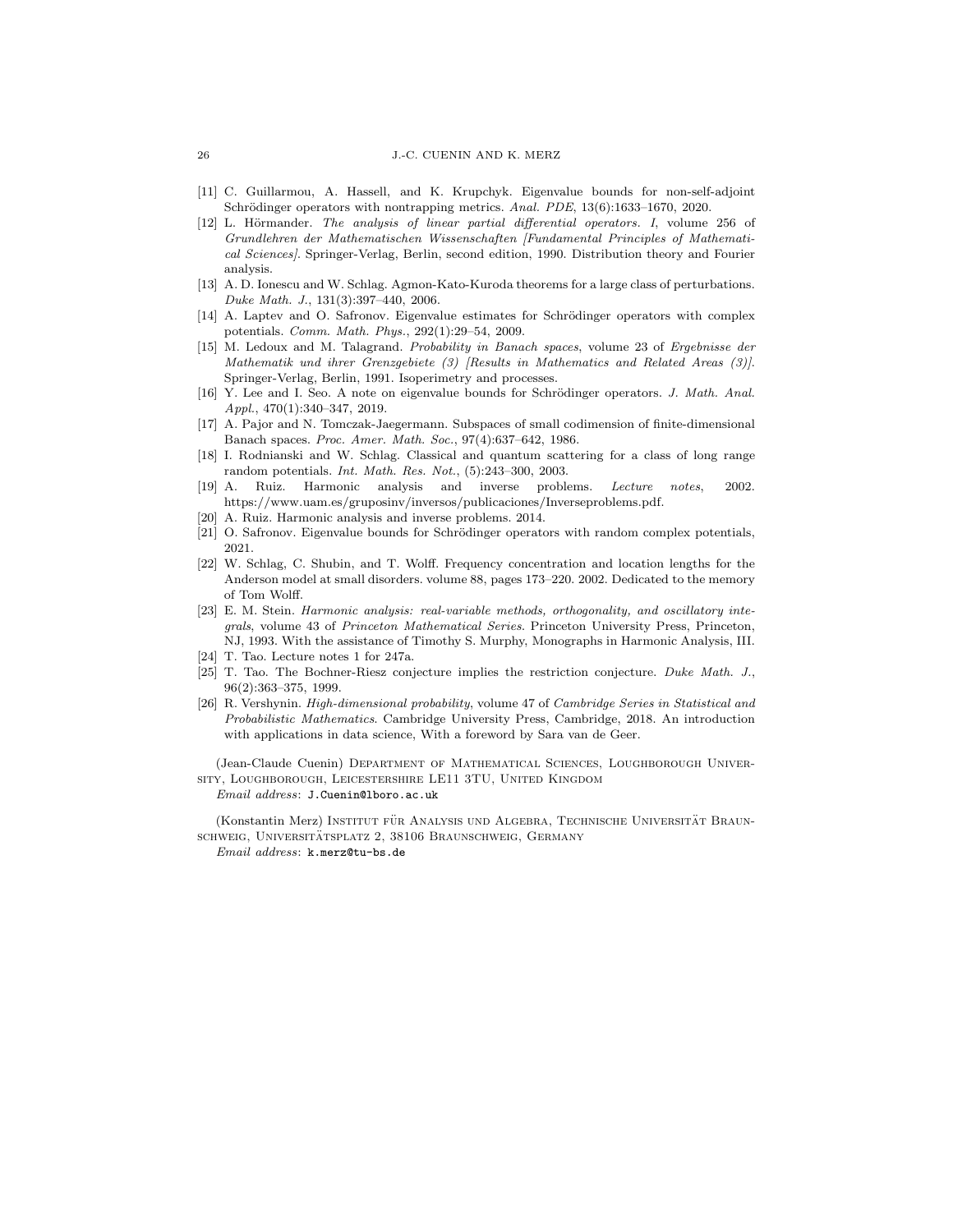[11] C. Guillarmou, A. Hassell, and K. Krupchyk. Eigenvalue bounds for non-self-adjoint Schrödinger operators with nontrapping metrics. *Anal. PDE*, 13(6):1633–1670, 2020.

[12] L. Hörmander. *The analysis of linear partial differential operators. I*, volume 256 of *Grundlehren der Mathematischen Wissenschaften [Fundamental Principles of Mathematical Sciences]*. Springer-Verlag, Berlin, second edition, 1990. Distribution theory and Fourier analysis.

[13] A. D. Ionescu and W. Schlag. Agmon-Kato-Kuroda theorems for a large class of perturbations. *Duke Math. J.*, 131(3):397–440, 2006.

[14] A. Laptev and O. Safronov. Eigenvalue estimates for Schrödinger operators with complex potentials. *Comm. Math. Phys.*, 292(1):29–54, 2009.

[15] M. Ledoux and M. Talagrand. *Probability in Banach spaces*, volume 23 of *Ergebnisse der Mathematik und ihrer Grenzgebiete (3) [Results in Mathematics and Related Areas (3)]*. Springer-Verlag, Berlin, 1991. Isoperimetry and processes.

[16] Y. Lee and I. Seo. A note on eigenvalue bounds for Schrödinger operators. *J. Math. Anal. Appl.*, 470(1):340–347, 2019.

[17] A. Pajor and N. Tomczak-Jaegermann. Subspaces of small codimension of finite-dimensional Banach spaces. *Proc. Amer. Math. Soc.*, 97(4):637–642, 1986.

[18] I. Rodnianski and W. Schlag. Classical and quantum scattering for a class of long range random potentials. *Int. Math. Res. Not.*, (5):243–300, 2003.

[19] A. Ruiz. Harmonic analysis and inverse problems. *Lecture notes*, 2002. https://www.uam.es/gruposinv/inversos/publicaciones/Inverseproblems.pdf.

[20] A. Ruiz. Harmonic analysis and inverse problems. 2014.

[21] O. Safronov. Eigenvalue bounds for Schrödinger operators with random complex potentials, 2021.

[22] W. Schlag, C. Shubin, and T. Wolff. Frequency concentration and location lengths for the Anderson model at small disorders. volume 88, pages 173–220. 2002. Dedicated to the memory of Tom Wolff.

[23] E. M. Stein. *Harmonic analysis: real-variable methods, orthogonality, and oscillatory integrals*, volume 43 of *Princeton Mathematical Series*. Princeton University Press, Princeton, NJ, 1993. With the assistance of Timothy S. Murphy, Monographs in Harmonic Analysis, III.

[24] T. Tao. Lecture notes 1 for 247a.

[25] T. Tao. The Bochner-Riesz conjecture implies the restriction conjecture. *Duke Math. J.*, 96(2):363–375, 1999.

[26] R. Vershynin. *High-dimensional probability*, volume 47 of *Cambridge Series in Statistical and Probabilistic Mathematics*. Cambridge University Press, Cambridge, 2018. An introduction with applications in data science, With a foreword by Sara van de Geer.

(Jean-Claude Cuenin) Department of Mathematical Sciences, Loughborough University, Loughborough, Leicestershire LE11 3TU, United Kingdom

*Email address*: `J.Cuenin@lboro.ac.uk`

(Konstantin Merz) Institut für Analysis und Algebra, Technische Universität Braunschweig, Universitätsplatz 2, 38106 Braunschweig, Germany

*Email address*: `k.merz@tu-bs.de`